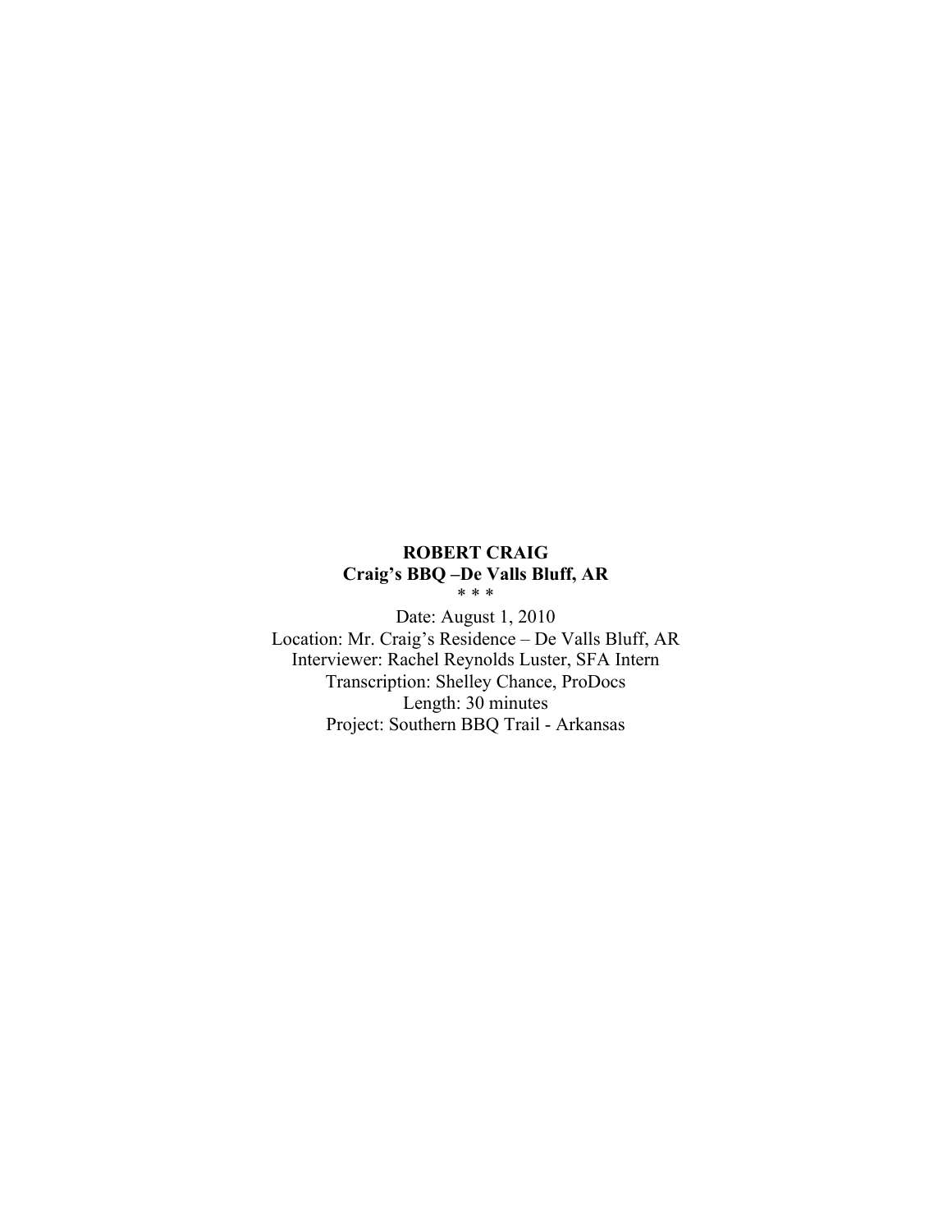**ROBERT CRAIG**
**Craig's BBQ –De Valls Bluff, AR**

* * *

Date: August 1, 2010
Location: Mr. Craig's Residence – De Valls Bluff, AR
Interviewer: Rachel Reynolds Luster, SFA Intern
Transcription: Shelley Chance, ProDocs
Length: 30 minutes
Project: Southern BBQ Trail - Arkansas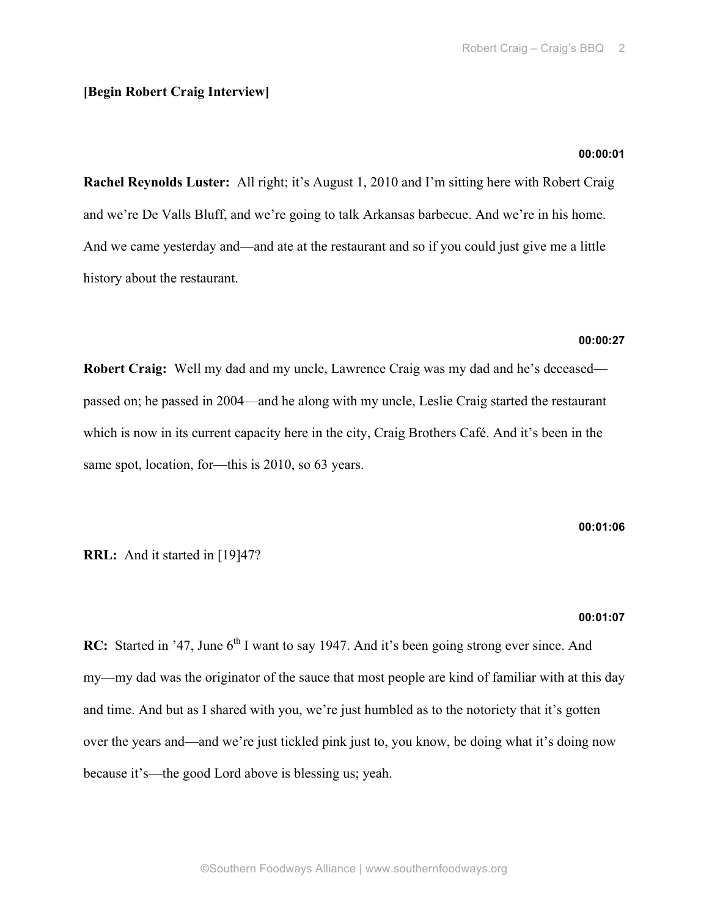**[Begin Robert Craig Interview]**

**00:00:01**

**Rachel Reynolds Luster:** All right; it's August 1, 2010 and I'm sitting here with Robert Craig and we're De Valls Bluff, and we're going to talk Arkansas barbecue. And we're in his home. And we came yesterday and—and ate at the restaurant and so if you could just give me a little history about the restaurant.

**00:00:27**

**Robert Craig:** Well my dad and my uncle, Lawrence Craig was my dad and he's deceased—passed on; he passed in 2004—and he along with my uncle, Leslie Craig started the restaurant which is now in its current capacity here in the city, Craig Brothers Café. And it's been in the same spot, location, for—this is 2010, so 63 years.

**00:01:06**

**RRL:** And it started in [19]47?

**00:01:07**

**RC:** Started in '47, June 6th I want to say 1947. And it's been going strong ever since. And my—my dad was the originator of the sauce that most people are kind of familiar with at this day and time. And but as I shared with you, we're just humbled as to the notoriety that it's gotten over the years and—and we're just tickled pink just to, you know, be doing what it's doing now because it's—the good Lord above is blessing us; yeah.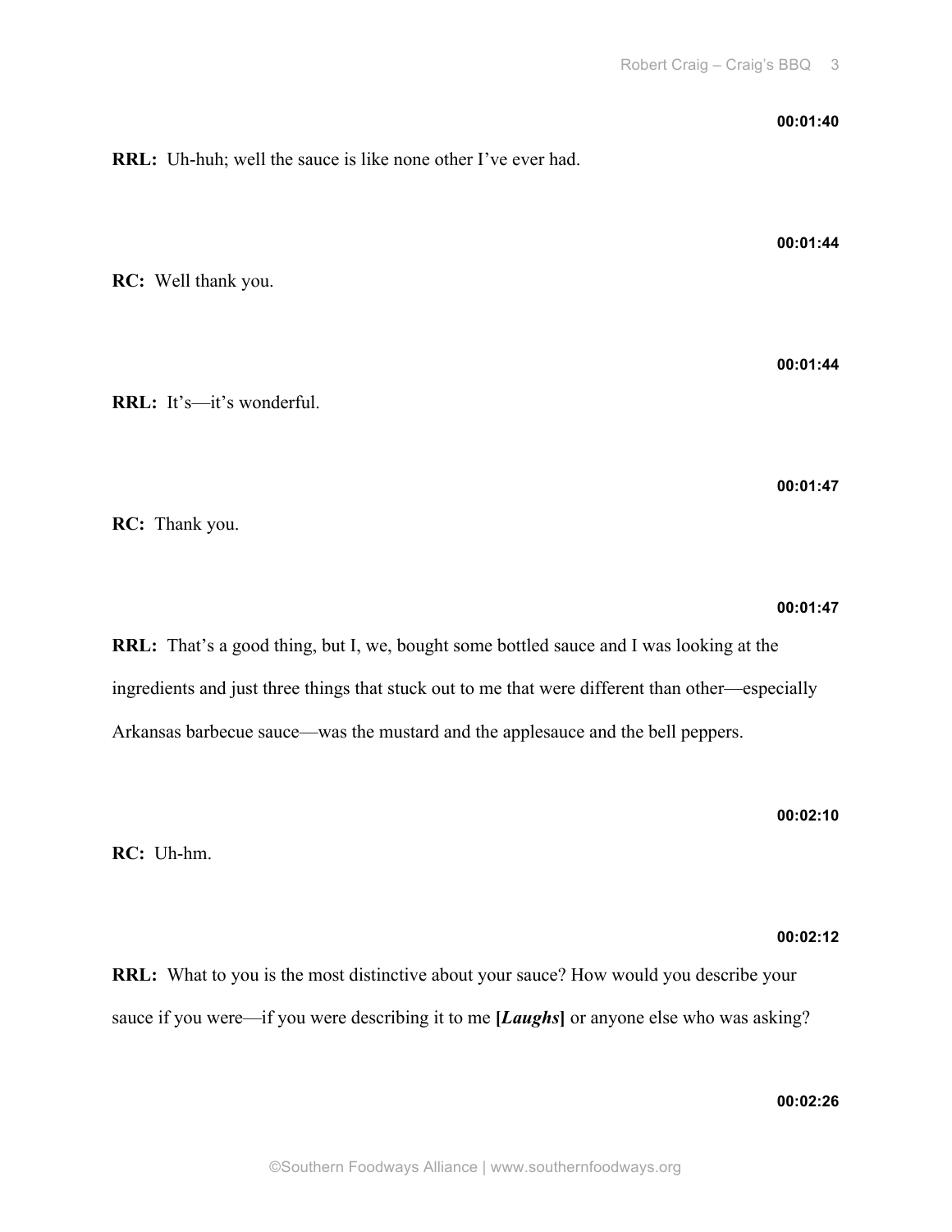**00:01:40**

**RRL:** Uh-huh; well the sauce is like none other I've ever had.

**00:01:44**

**RC:** Well thank you.

**00:01:44**

**RRL:** It's—it's wonderful.

**00:01:47**

**RC:** Thank you.

**00:01:47**

**RRL:** That's a good thing, but I, we, bought some bottled sauce and I was looking at the ingredients and just three things that stuck out to me that were different than other—especially Arkansas barbecue sauce—was the mustard and the applesauce and the bell peppers.

**00:02:10**

**RC:** Uh-hm.

**00:02:12**

**RRL:** What to you is the most distinctive about your sauce? How would you describe your sauce if you were—if you were describing it to me **[*Laughs*]** or anyone else who was asking?

**00:02:26**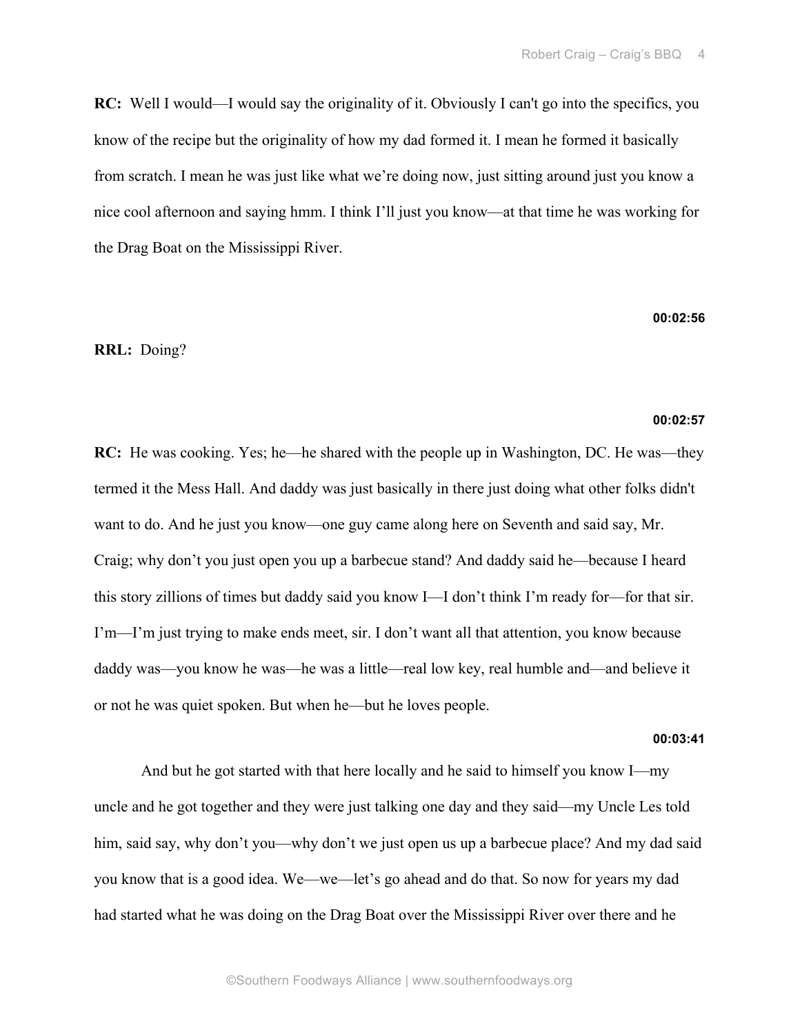**RC:** Well I would—I would say the originality of it. Obviously I can't go into the specifics, you know of the recipe but the originality of how my dad formed it. I mean he formed it basically from scratch. I mean he was just like what we're doing now, just sitting around just you know a nice cool afternoon and saying hmm. I think I'll just you know—at that time he was working for the Drag Boat on the Mississippi River.

**00:02:56**

**RRL:** Doing?

**00:02:57**

**RC:** He was cooking. Yes; he—he shared with the people up in Washington, DC. He was—they termed it the Mess Hall. And daddy was just basically in there just doing what other folks didn't want to do. And he just you know—one guy came along here on Seventh and said say, Mr. Craig; why don't you just open you up a barbecue stand? And daddy said he—because I heard this story zillions of times but daddy said you know I—I don't think I'm ready for—for that sir. I'm—I'm just trying to make ends meet, sir. I don't want all that attention, you know because daddy was—you know he was—he was a little—real low key, real humble and—and believe it or not he was quiet spoken. But when he—but he loves people.

**00:03:41**

And but he got started with that here locally and he said to himself you know I—my uncle and he got together and they were just talking one day and they said—my Uncle Les told him, said say, why don't you—why don't we just open us up a barbecue place? And my dad said you know that is a good idea. We—we—let's go ahead and do that. So now for years my dad had started what he was doing on the Drag Boat over the Mississippi River over there and he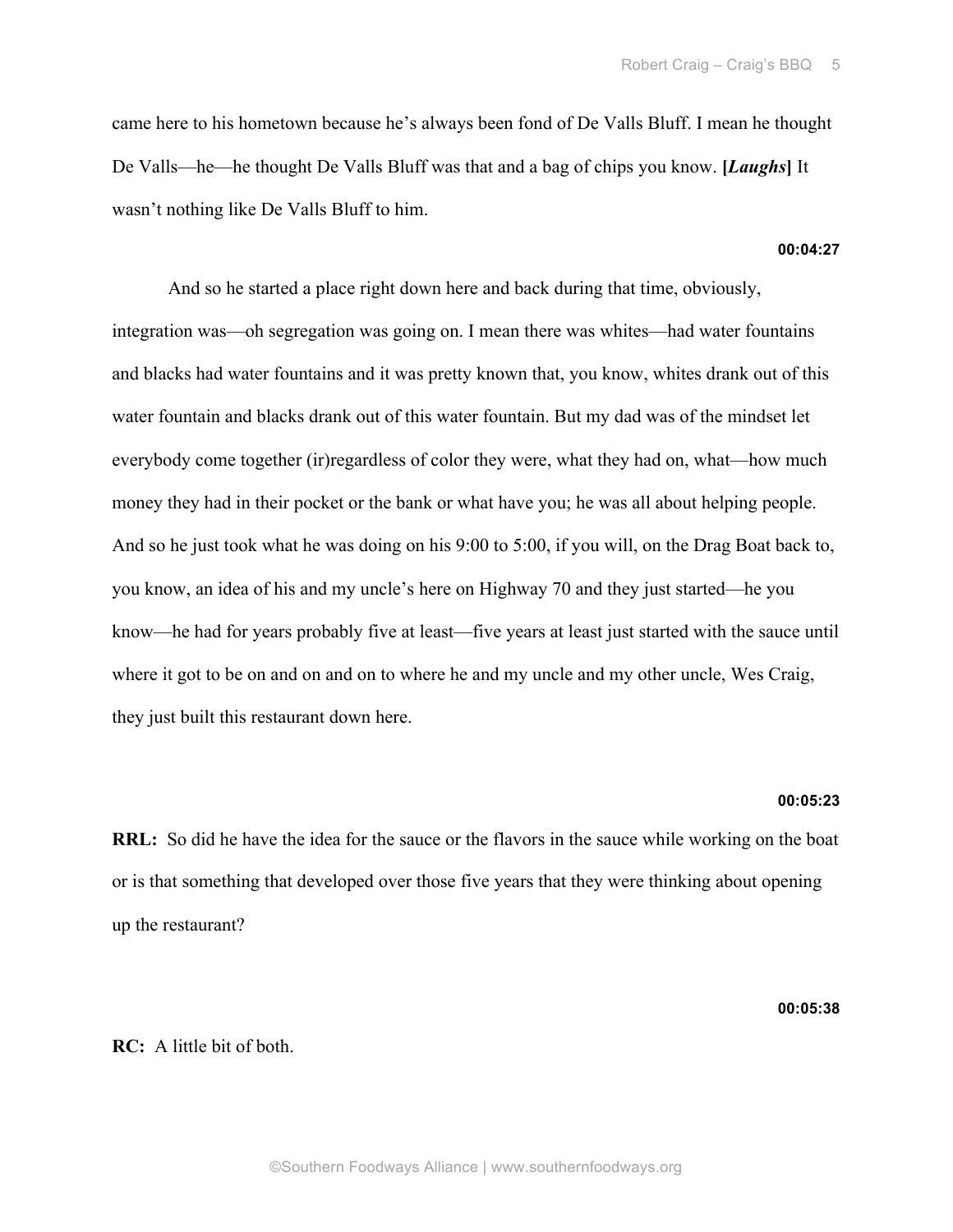came here to his hometown because he's always been fond of De Valls Bluff. I mean he thought De Valls—he—he thought De Valls Bluff was that and a bag of chips you know. **[*Laughs*]** It wasn't nothing like De Valls Bluff to him.

**00:04:27**

And so he started a place right down here and back during that time, obviously, integration was—oh segregation was going on. I mean there was whites—had water fountains and blacks had water fountains and it was pretty known that, you know, whites drank out of this water fountain and blacks drank out of this water fountain. But my dad was of the mindset let everybody come together (ir)regardless of color they were, what they had on, what—how much money they had in their pocket or the bank or what have you; he was all about helping people. And so he just took what he was doing on his 9:00 to 5:00, if you will, on the Drag Boat back to, you know, an idea of his and my uncle's here on Highway 70 and they just started—he you know—he had for years probably five at least—five years at least just started with the sauce until where it got to be on and on and on to where he and my uncle and my other uncle, Wes Craig, they just built this restaurant down here.

**00:05:23**

**RRL:** So did he have the idea for the sauce or the flavors in the sauce while working on the boat or is that something that developed over those five years that they were thinking about opening up the restaurant?

**00:05:38**

**RC:** A little bit of both.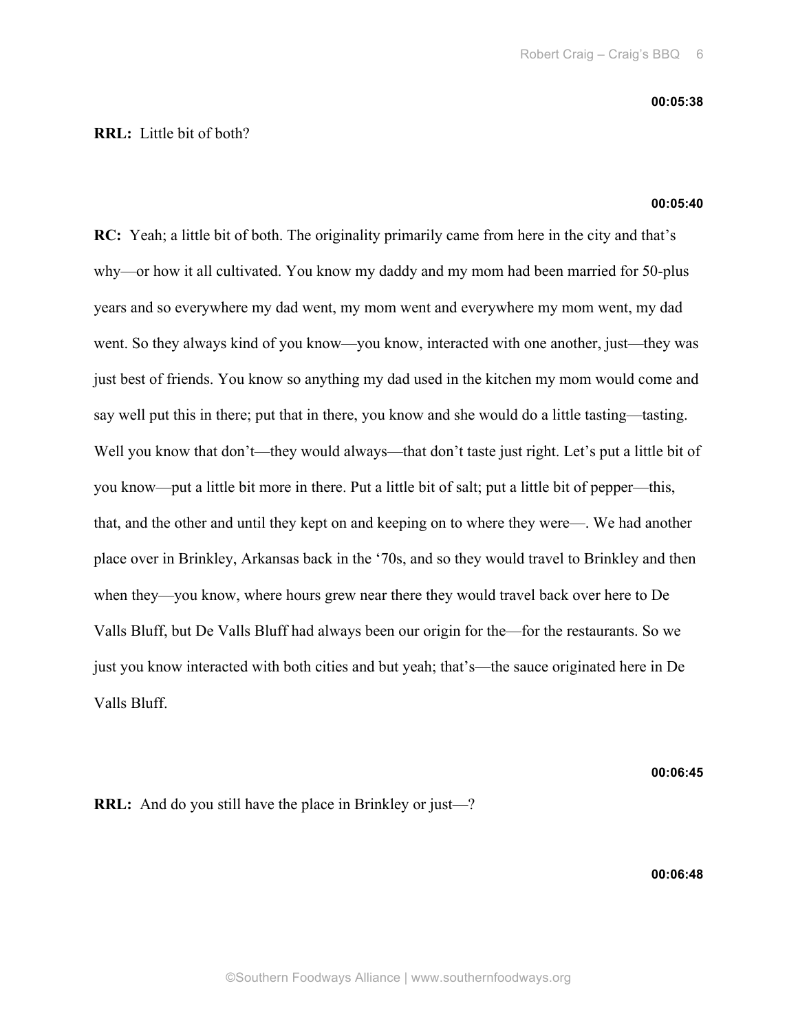**00:05:38**

**RRL:** Little bit of both?

**00:05:40**

**RC:** Yeah; a little bit of both. The originality primarily came from here in the city and that's why—or how it all cultivated. You know my daddy and my mom had been married for 50-plus years and so everywhere my dad went, my mom went and everywhere my mom went, my dad went. So they always kind of you know—you know, interacted with one another, just—they was just best of friends. You know so anything my dad used in the kitchen my mom would come and say well put this in there; put that in there, you know and she would do a little tasting—tasting. Well you know that don't—they would always—that don't taste just right. Let's put a little bit of you know—put a little bit more in there. Put a little bit of salt; put a little bit of pepper—this, that, and the other and until they kept on and keeping on to where they were—. We had another place over in Brinkley, Arkansas back in the '70s, and so they would travel to Brinkley and then when they—you know, where hours grew near there they would travel back over here to De Valls Bluff, but De Valls Bluff had always been our origin for the—for the restaurants. So we just you know interacted with both cities and but yeah; that's—the sauce originated here in De Valls Bluff.

**00:06:45**

**RRL:** And do you still have the place in Brinkley or just—?

**00:06:48**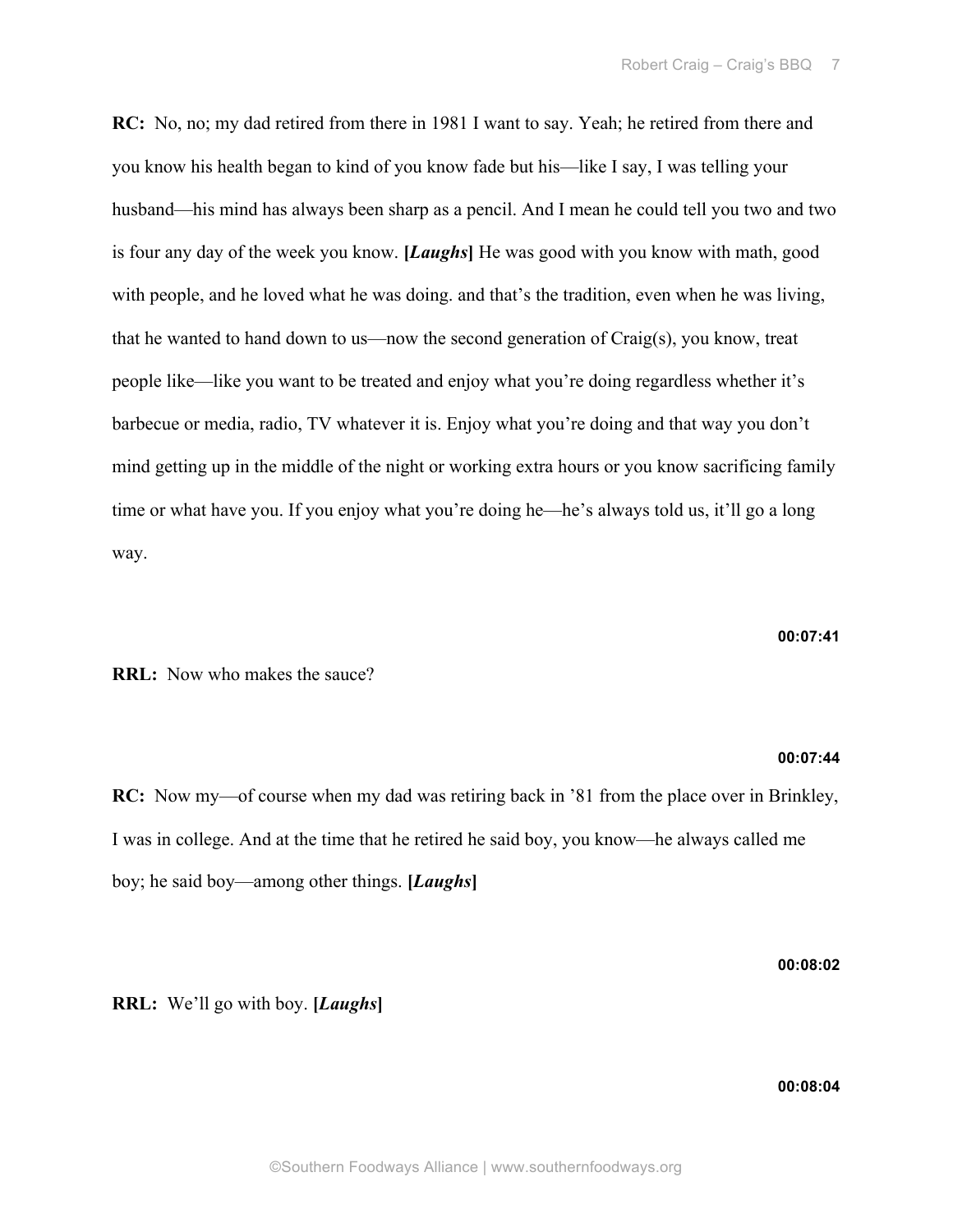**RC:** No, no; my dad retired from there in 1981 I want to say. Yeah; he retired from there and you know his health began to kind of you know fade but his—like I say, I was telling your husband—his mind has always been sharp as a pencil. And I mean he could tell you two and two is four any day of the week you know. **[*Laughs*]** He was good with you know with math, good with people, and he loved what he was doing. and that's the tradition, even when he was living, that he wanted to hand down to us—now the second generation of Craig(s), you know, treat people like—like you want to be treated and enjoy what you're doing regardless whether it's barbecue or media, radio, TV whatever it is. Enjoy what you're doing and that way you don't mind getting up in the middle of the night or working extra hours or you know sacrificing family time or what have you. If you enjoy what you're doing he—he's always told us, it'll go a long way.

**00:07:41**

**RRL:** Now who makes the sauce?

**00:07:44**

**RC:** Now my—of course when my dad was retiring back in '81 from the place over in Brinkley, I was in college. And at the time that he retired he said boy, you know—he always called me boy; he said boy—among other things. **[*Laughs*]**

**00:08:02**

**RRL:** We'll go with boy. **[*Laughs*]**

**00:08:04**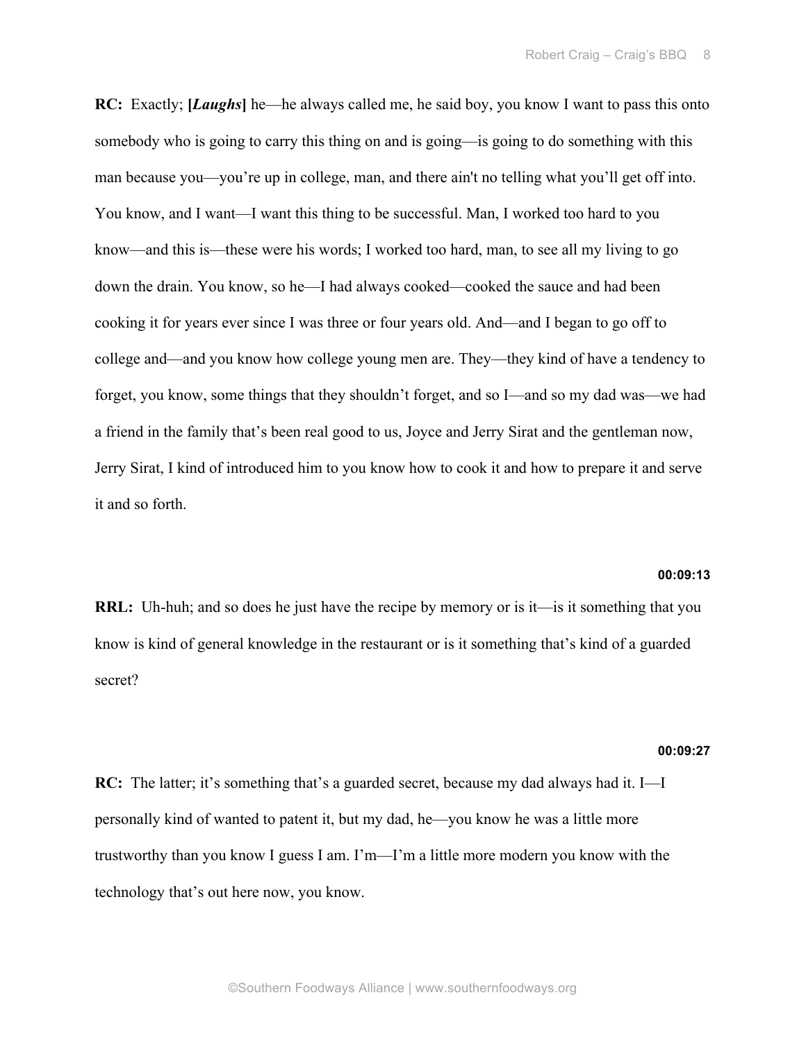**RC:** Exactly; **[*Laughs*]** he—he always called me, he said boy, you know I want to pass this onto somebody who is going to carry this thing on and is going—is going to do something with this man because you—you're up in college, man, and there ain't no telling what you'll get off into. You know, and I want—I want this thing to be successful. Man, I worked too hard to you know—and this is—these were his words; I worked too hard, man, to see all my living to go down the drain. You know, so he—I had always cooked—cooked the sauce and had been cooking it for years ever since I was three or four years old. And—and I began to go off to college and—and you know how college young men are. They—they kind of have a tendency to forget, you know, some things that they shouldn't forget, and so I—and so my dad was—we had a friend in the family that's been real good to us, Joyce and Jerry Sirat and the gentleman now, Jerry Sirat, I kind of introduced him to you know how to cook it and how to prepare it and serve it and so forth.

**00:09:13**

**RRL:** Uh-huh; and so does he just have the recipe by memory or is it—is it something that you know is kind of general knowledge in the restaurant or is it something that's kind of a guarded secret?

**00:09:27**

**RC:** The latter; it's something that's a guarded secret, because my dad always had it. I—I personally kind of wanted to patent it, but my dad, he—you know he was a little more trustworthy than you know I guess I am. I'm—I'm a little more modern you know with the technology that's out here now, you know.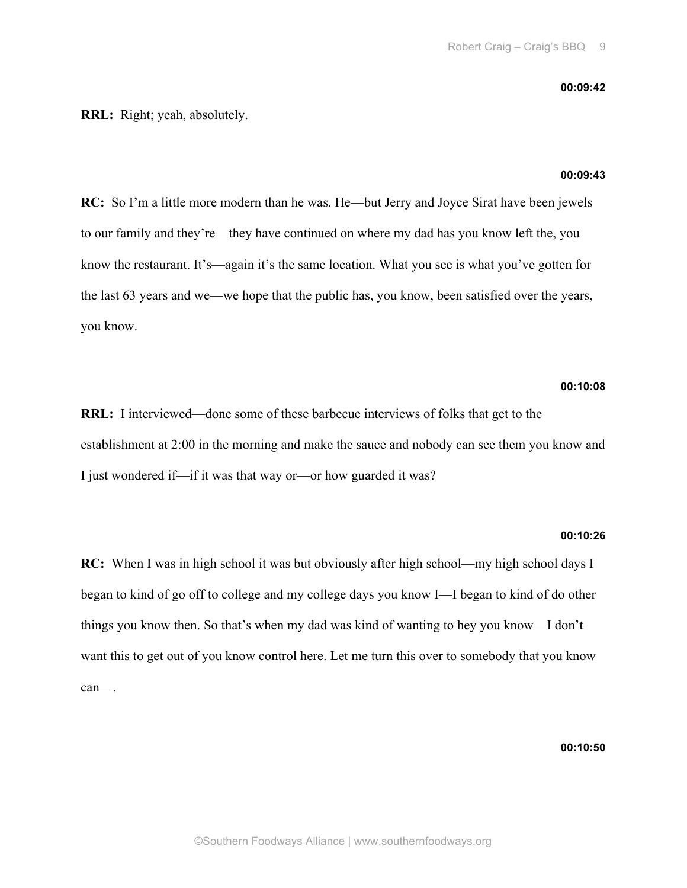**00:09:42**

**RRL:** Right; yeah, absolutely.

**00:09:43**

**RC:** So I'm a little more modern than he was. He—but Jerry and Joyce Sirat have been jewels to our family and they're—they have continued on where my dad has you know left the, you know the restaurant. It's—again it's the same location. What you see is what you've gotten for the last 63 years and we—we hope that the public has, you know, been satisfied over the years, you know.

**00:10:08**

**RRL:** I interviewed—done some of these barbecue interviews of folks that get to the establishment at 2:00 in the morning and make the sauce and nobody can see them you know and I just wondered if—if it was that way or—or how guarded it was?

**00:10:26**

**RC:** When I was in high school it was but obviously after high school—my high school days I began to kind of go off to college and my college days you know I—I began to kind of do other things you know then. So that's when my dad was kind of wanting to hey you know—I don't want this to get out of you know control here. Let me turn this over to somebody that you know can—.

**00:10:50**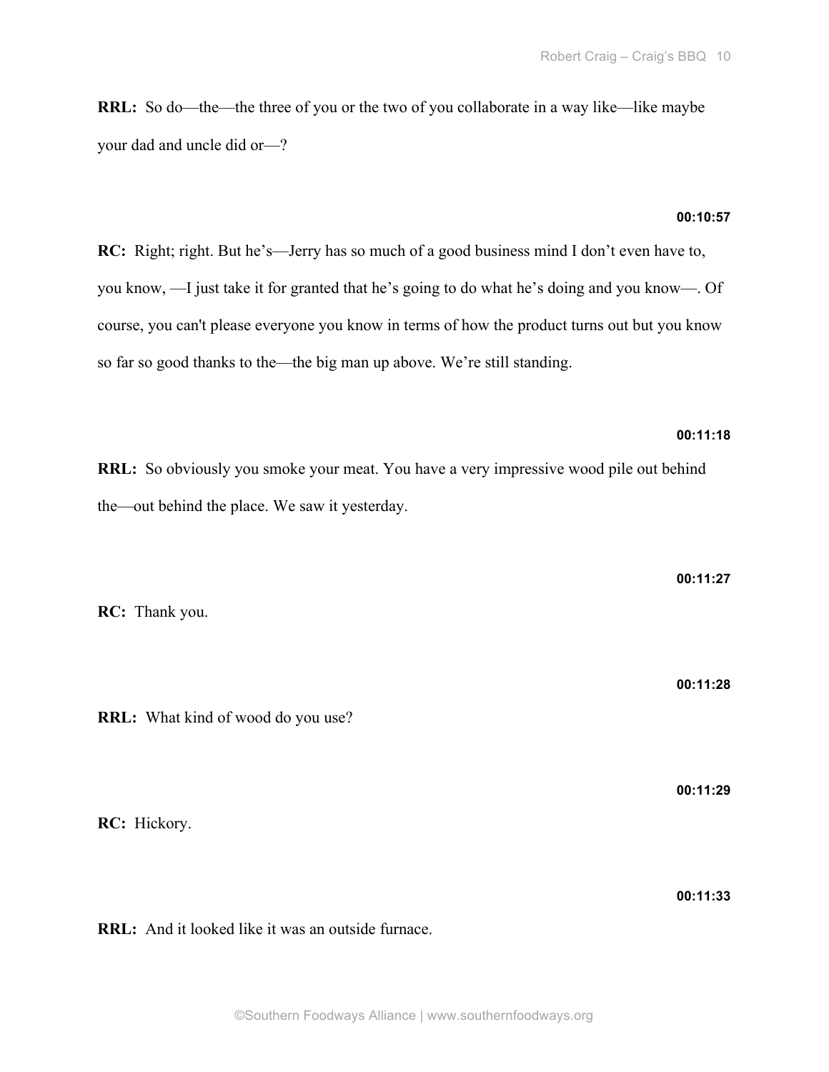**RRL:** So do—the—the three of you or the two of you collaborate in a way like—like maybe your dad and uncle did or—?

**00:10:57**

**RC:** Right; right. But he's—Jerry has so much of a good business mind I don't even have to, you know, —I just take it for granted that he's going to do what he's doing and you know—. Of course, you can't please everyone you know in terms of how the product turns out but you know so far so good thanks to the—the big man up above. We're still standing.

**00:11:18**

**RRL:** So obviously you smoke your meat. You have a very impressive wood pile out behind the—out behind the place. We saw it yesterday.

**00:11:27**

**RC:** Thank you.

**00:11:28**

**RRL:** What kind of wood do you use?

**00:11:29**

**RC:** Hickory.

**00:11:33**

**RRL:** And it looked like it was an outside furnace.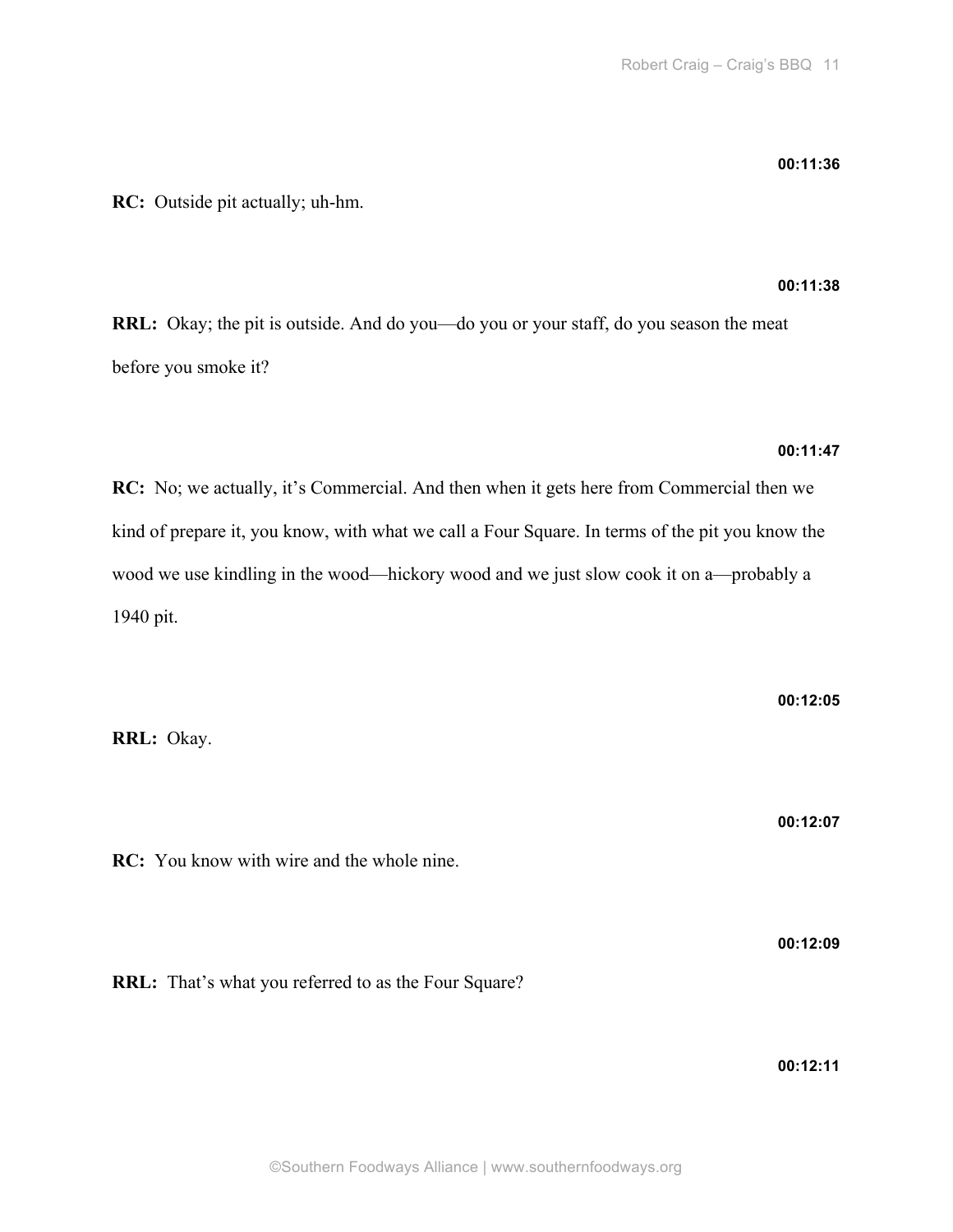00:11:36

**RC:** Outside pit actually; uh-hm.

00:11:38

**RRL:** Okay; the pit is outside. And do you—do you or your staff, do you season the meat before you smoke it?

00:11:47

**RC:** No; we actually, it's Commercial. And then when it gets here from Commercial then we kind of prepare it, you know, with what we call a Four Square. In terms of the pit you know the wood we use kindling in the wood—hickory wood and we just slow cook it on a—probably a 1940 pit.

00:12:05

**RRL:** Okay.

00:12:07

**RC:** You know with wire and the whole nine.

00:12:09

**RRL:** That's what you referred to as the Four Square?

00:12:11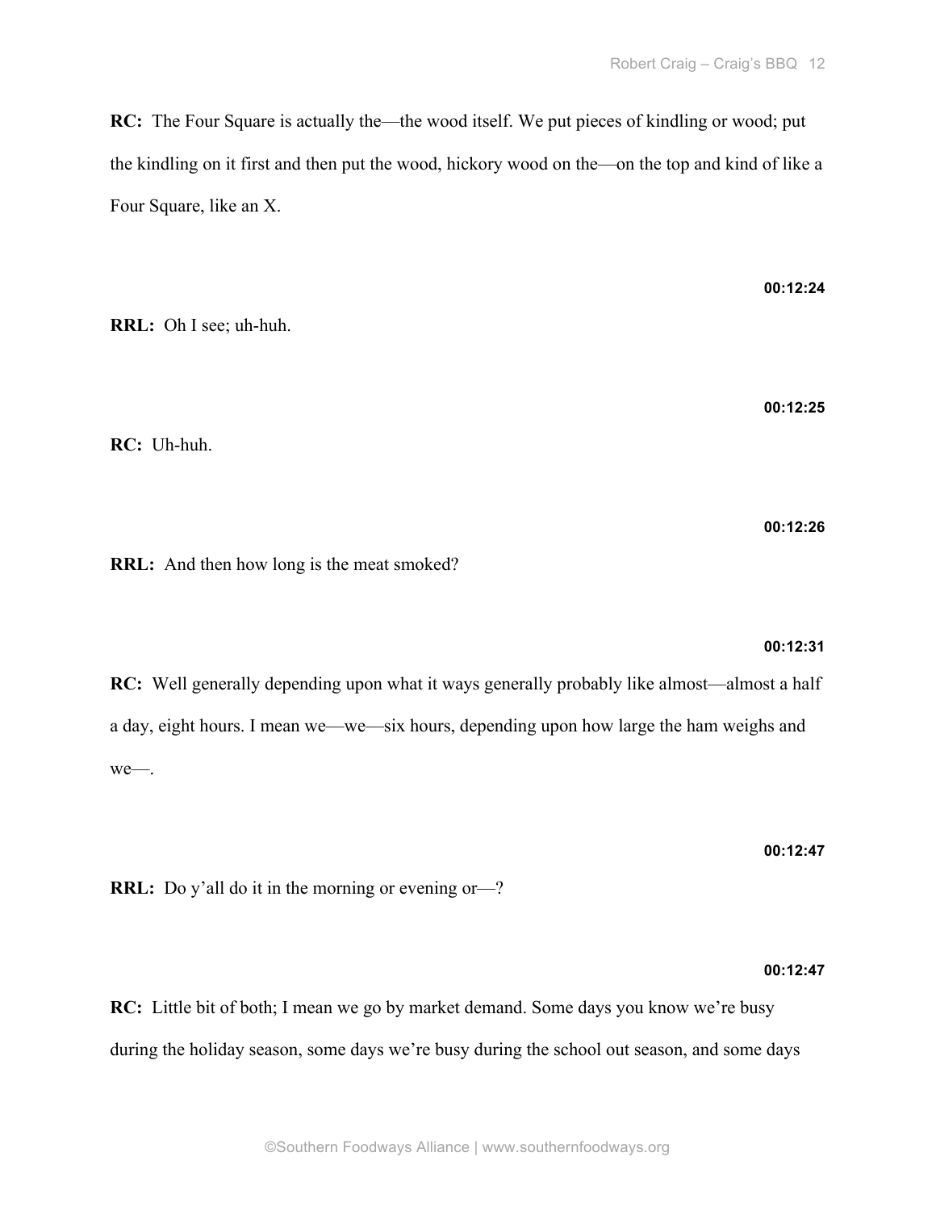**RC:** The Four Square is actually the—the wood itself. We put pieces of kindling or wood; put the kindling on it first and then put the wood, hickory wood on the—on the top and kind of like a Four Square, like an X.

**00:12:24**

**RRL:** Oh I see; uh-huh.

**00:12:25**

**RC:** Uh-huh.

**00:12:26**

**RRL:** And then how long is the meat smoked?

**00:12:31**

**RC:** Well generally depending upon what it ways generally probably like almost—almost a half a day, eight hours. I mean we—we—six hours, depending upon how large the ham weighs and we—.

**00:12:47**

**RRL:** Do y'all do it in the morning or evening or—?

**00:12:47**

**RC:** Little bit of both; I mean we go by market demand. Some days you know we're busy during the holiday season, some days we're busy during the school out season, and some days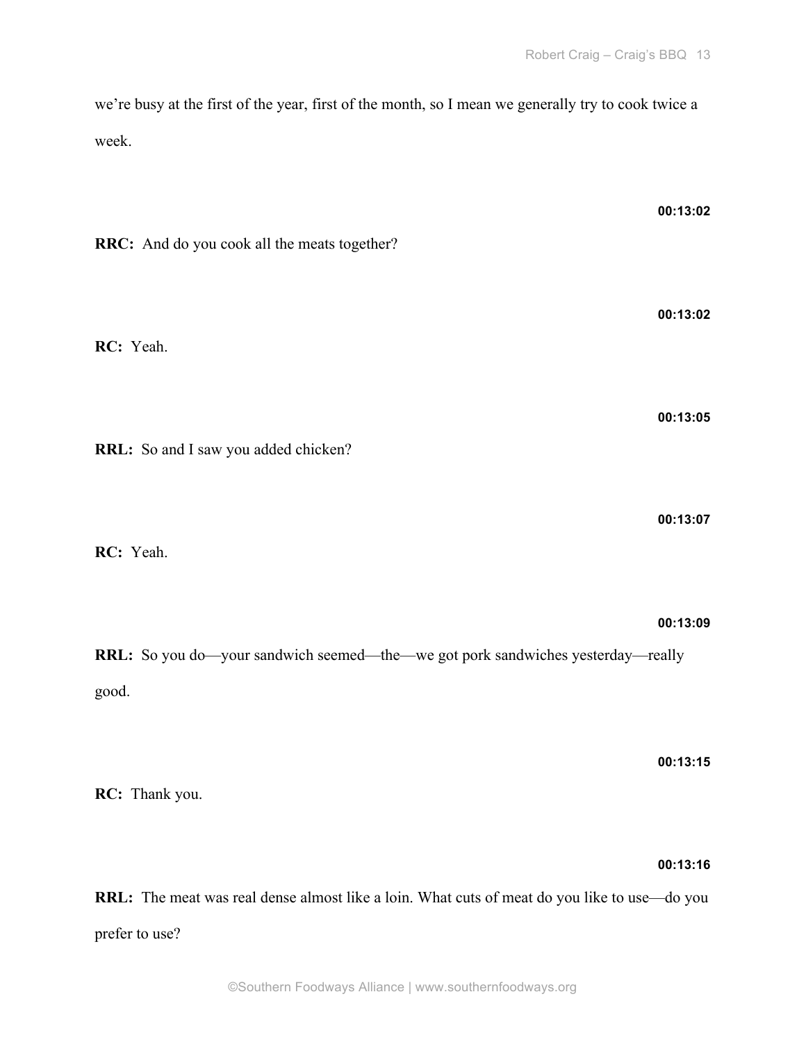we're busy at the first of the year, first of the month, so I mean we generally try to cook twice a week.

**00:13:02**

**RRC:** And do you cook all the meats together?

**00:13:02**

**RC:** Yeah.

**00:13:05**

**RRL:** So and I saw you added chicken?

**00:13:07**

**RC:** Yeah.

**00:13:09**

**RRL:** So you do—your sandwich seemed—the—we got pork sandwiches yesterday—really good.

**00:13:15**

**RC:** Thank you.

**00:13:16**

**RRL:** The meat was real dense almost like a loin. What cuts of meat do you like to use—do you prefer to use?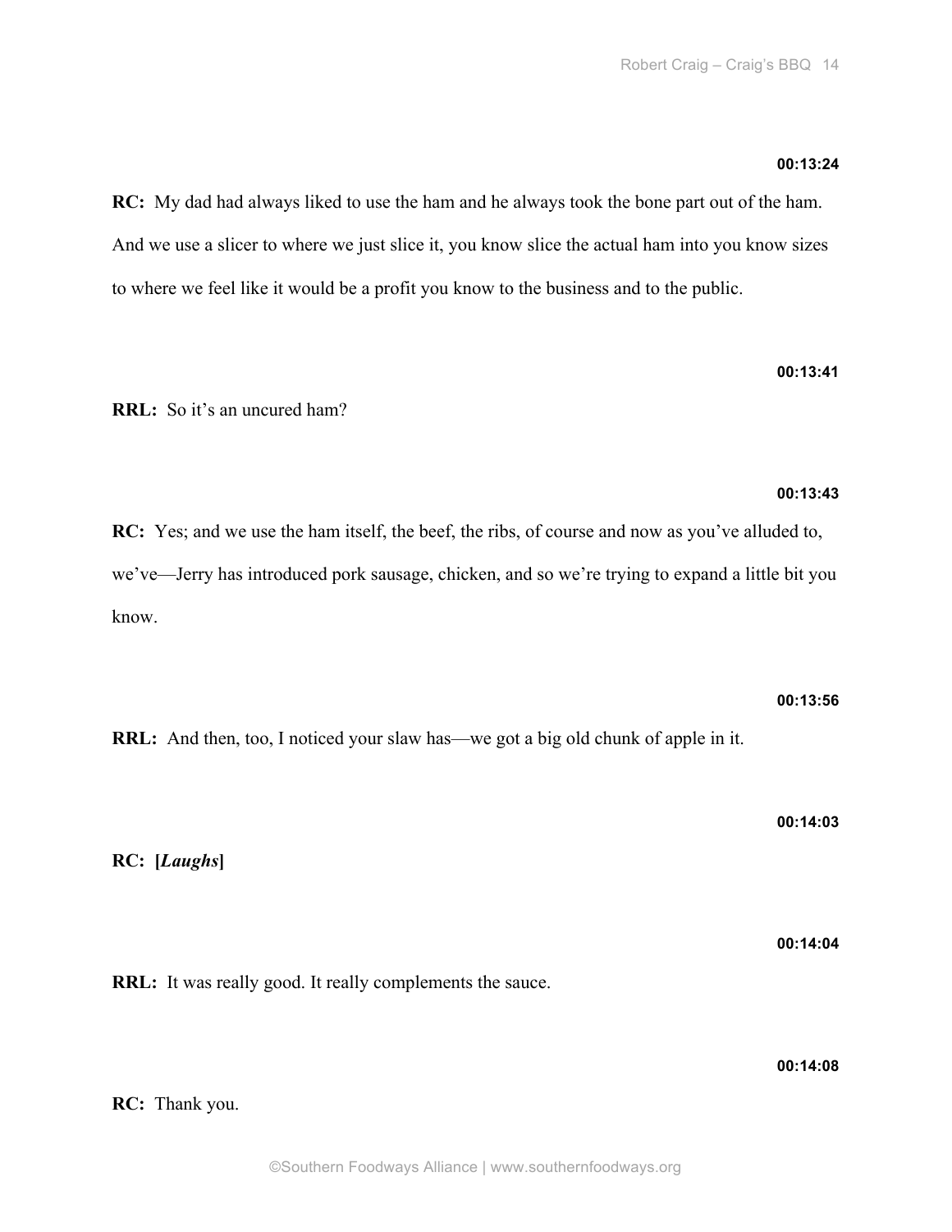**00:13:24**

**RC:** My dad had always liked to use the ham and he always took the bone part out of the ham. And we use a slicer to where we just slice it, you know slice the actual ham into you know sizes to where we feel like it would be a profit you know to the business and to the public.

**00:13:41**

**RRL:** So it's an uncured ham?

**00:13:43**

**RC:** Yes; and we use the ham itself, the beef, the ribs, of course and now as you've alluded to, we've—Jerry has introduced pork sausage, chicken, and so we're trying to expand a little bit you know.

**00:13:56**

**RRL:** And then, too, I noticed your slaw has—we got a big old chunk of apple in it.

**00:14:03**

**RC: [*Laughs*]**

**00:14:04**

**RRL:** It was really good. It really complements the sauce.

**00:14:08**

**RC:** Thank you.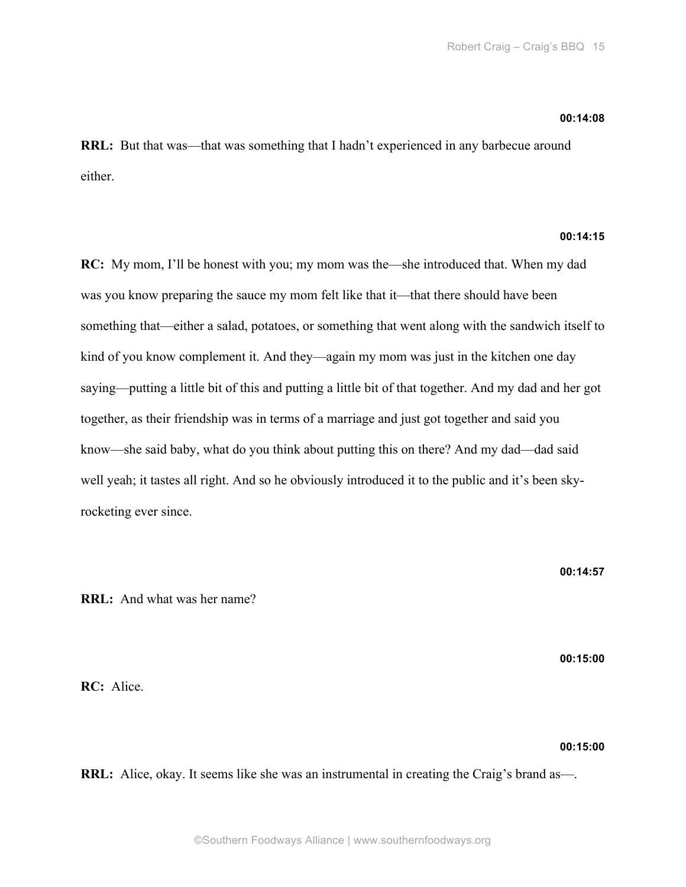**00:14:08**

**RRL:** But that was—that was something that I hadn't experienced in any barbecue around either.

**00:14:15**

**RC:** My mom, I'll be honest with you; my mom was the—she introduced that. When my dad was you know preparing the sauce my mom felt like that it—that there should have been something that—either a salad, potatoes, or something that went along with the sandwich itself to kind of you know complement it. And they—again my mom was just in the kitchen one day saying—putting a little bit of this and putting a little bit of that together. And my dad and her got together, as their friendship was in terms of a marriage and just got together and said you know—she said baby, what do you think about putting this on there? And my dad—dad said well yeah; it tastes all right. And so he obviously introduced it to the public and it's been sky-rocketing ever since.

**00:14:57**

**RRL:** And what was her name?

**00:15:00**

**RC:** Alice.

**00:15:00**

**RRL:** Alice, okay. It seems like she was an instrumental in creating the Craig's brand as—.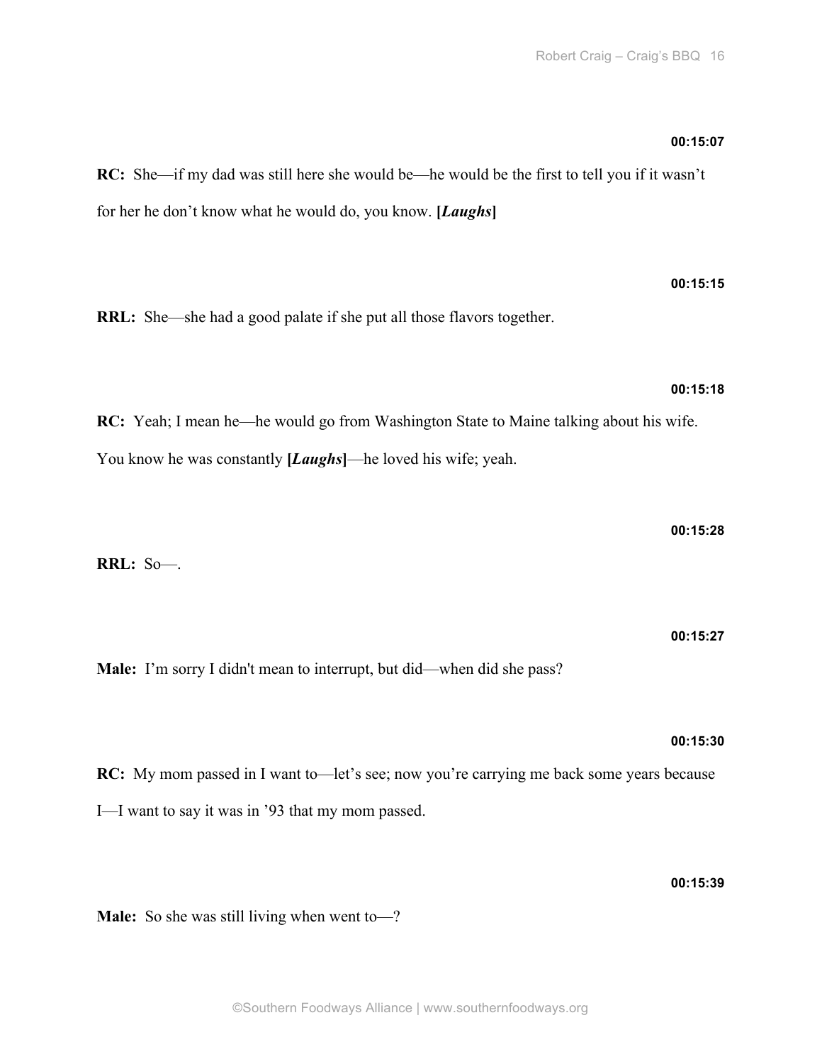**00:15:07**

**RC:** She—if my dad was still here she would be—he would be the first to tell you if it wasn't for her he don't know what he would do, you know. **[*Laughs*]**

**00:15:15**

**RRL:** She—she had a good palate if she put all those flavors together.

**00:15:18**

**RC:** Yeah; I mean he—he would go from Washington State to Maine talking about his wife. You know he was constantly **[*Laughs*]**—he loved his wife; yeah.

**00:15:28**

**RRL:** So—.

**00:15:27**

**Male:** I'm sorry I didn't mean to interrupt, but did—when did she pass?

**00:15:30**

**RC:** My mom passed in I want to—let's see; now you're carrying me back some years because I—I want to say it was in '93 that my mom passed.

**00:15:39**

**Male:** So she was still living when went to—?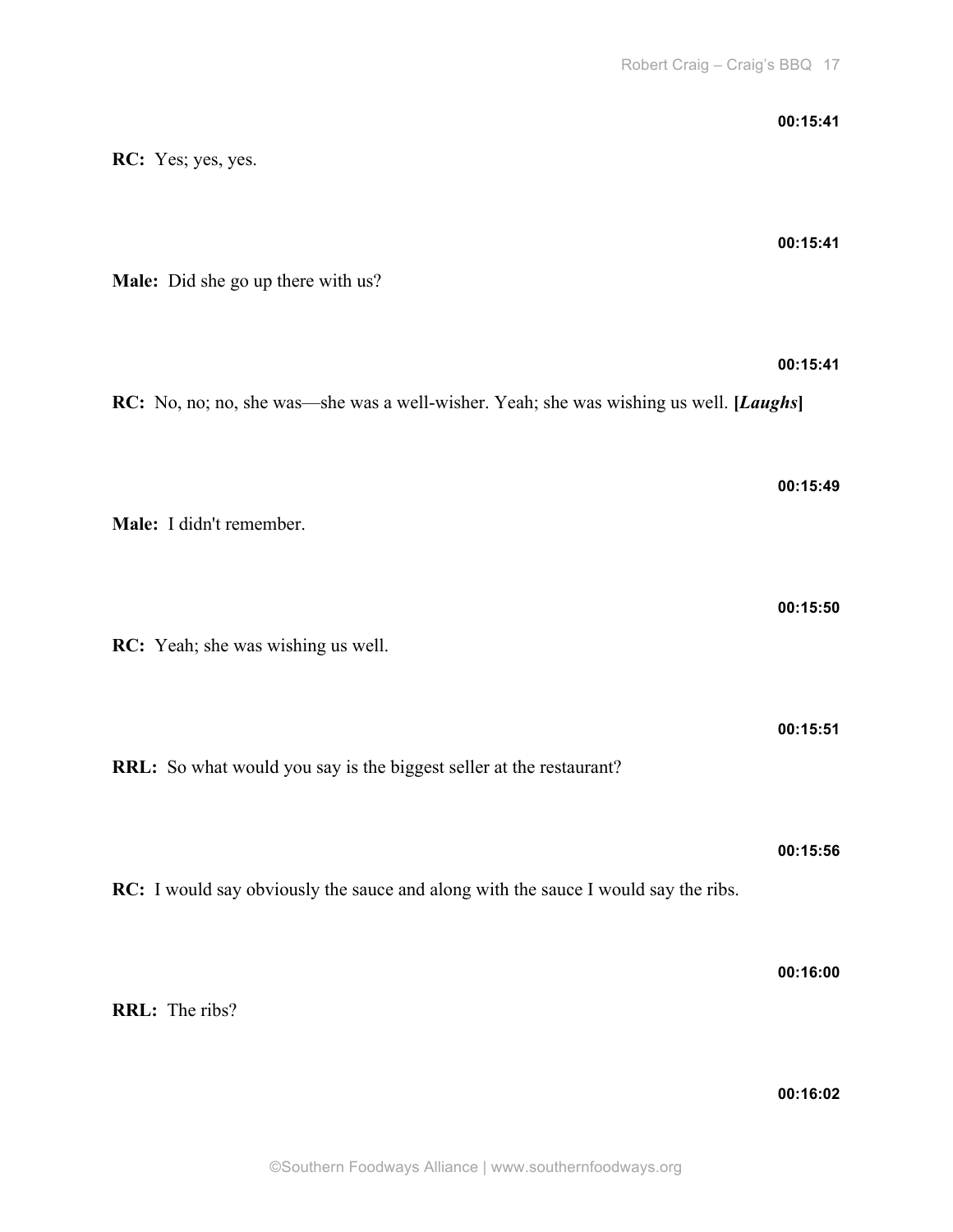**00:15:41**

**RC:** Yes; yes, yes.

**00:15:41**

**Male:** Did she go up there with us?

**00:15:41**

**RC:** No, no; no, she was—she was a well-wisher. Yeah; she was wishing us well. **[*Laughs*]**

**00:15:49**

**Male:** I didn't remember.

**00:15:50**

**RC:** Yeah; she was wishing us well.

**00:15:51**

**RRL:** So what would you say is the biggest seller at the restaurant?

**00:15:56**

**RC:** I would say obviously the sauce and along with the sauce I would say the ribs.

**00:16:00**

**RRL:** The ribs?

**00:16:02**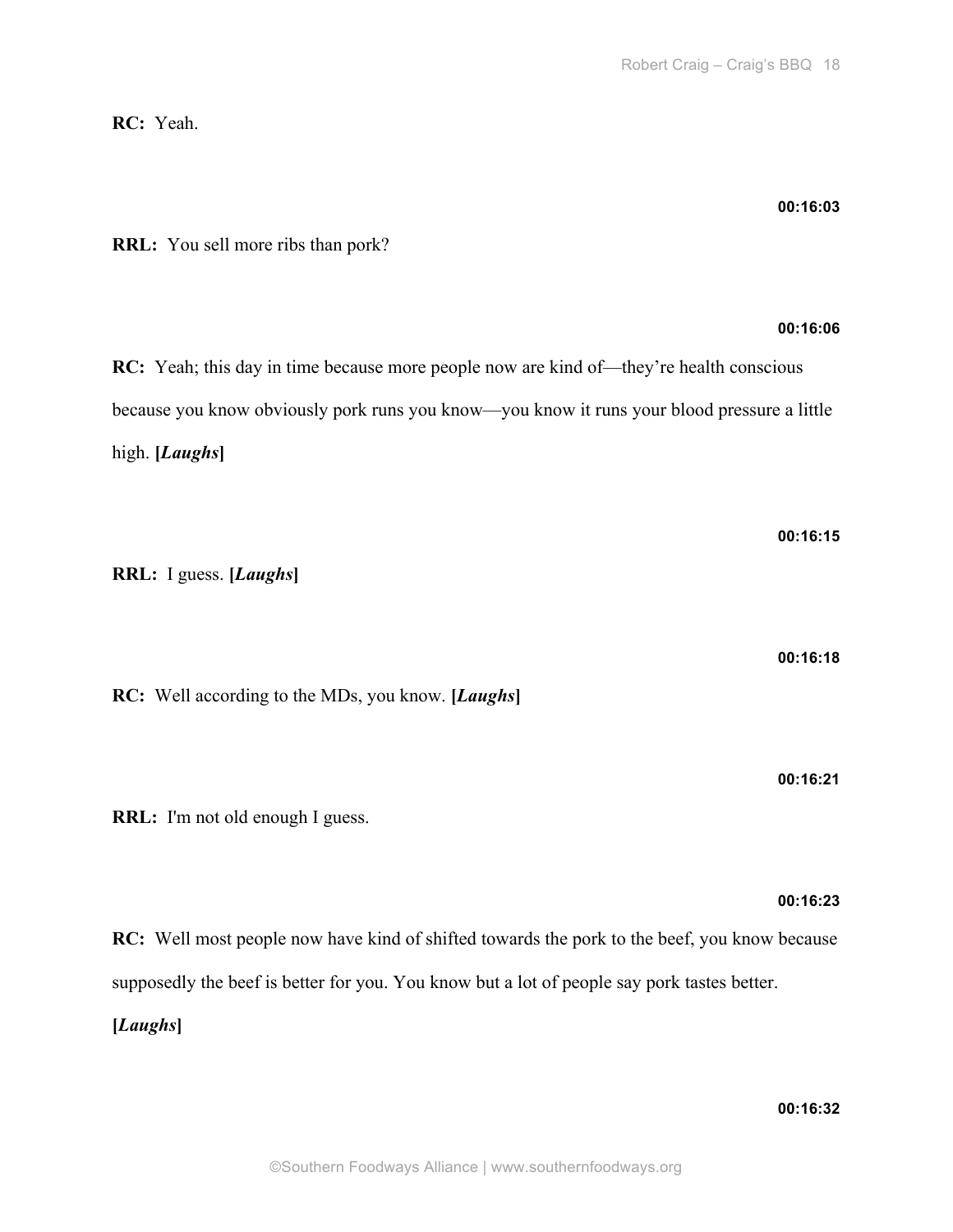**RC:** Yeah.

**00:16:03**

**RRL:** You sell more ribs than pork?

**00:16:06**

**RC:** Yeah; this day in time because more people now are kind of—they're health conscious because you know obviously pork runs you know—you know it runs your blood pressure a little high. **[*Laughs*]**

**00:16:15**

**RRL:** I guess. **[*Laughs*]**

**00:16:18**

**RC:** Well according to the MDs, you know. **[*Laughs*]**

**00:16:21**

**RRL:** I'm not old enough I guess.

**00:16:23**

**RC:** Well most people now have kind of shifted towards the pork to the beef, you know because supposedly the beef is better for you. You know but a lot of people say pork tastes better. **[*Laughs*]**

**00:16:32**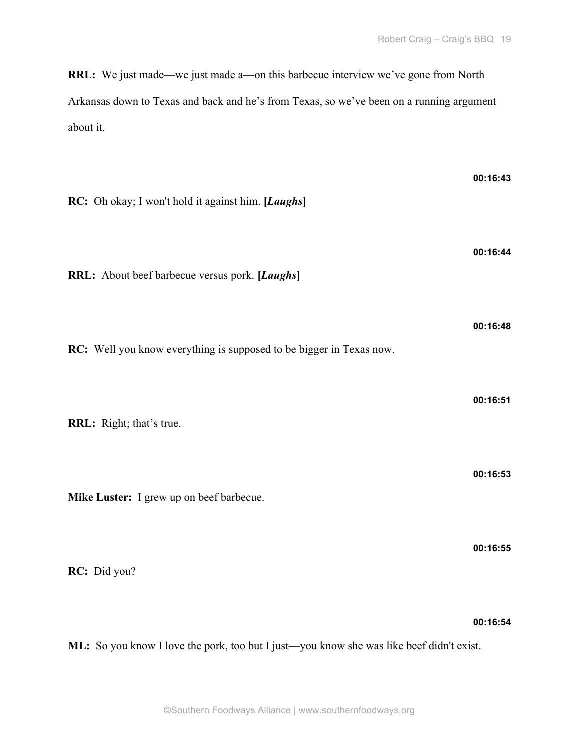**RRL:** We just made—we just made a—on this barbecue interview we've gone from North Arkansas down to Texas and back and he's from Texas, so we've been on a running argument about it.

00:16:43

**RC:** Oh okay; I won't hold it against him. **[*Laughs*]**

00:16:44

**RRL:** About beef barbecue versus pork. **[*Laughs*]**

00:16:48

**RC:** Well you know everything is supposed to be bigger in Texas now.

00:16:51

**RRL:** Right; that's true.

00:16:53

**Mike Luster:** I grew up on beef barbecue.

00:16:55

**RC:** Did you?

00:16:54

**ML:** So you know I love the pork, too but I just—you know she was like beef didn't exist.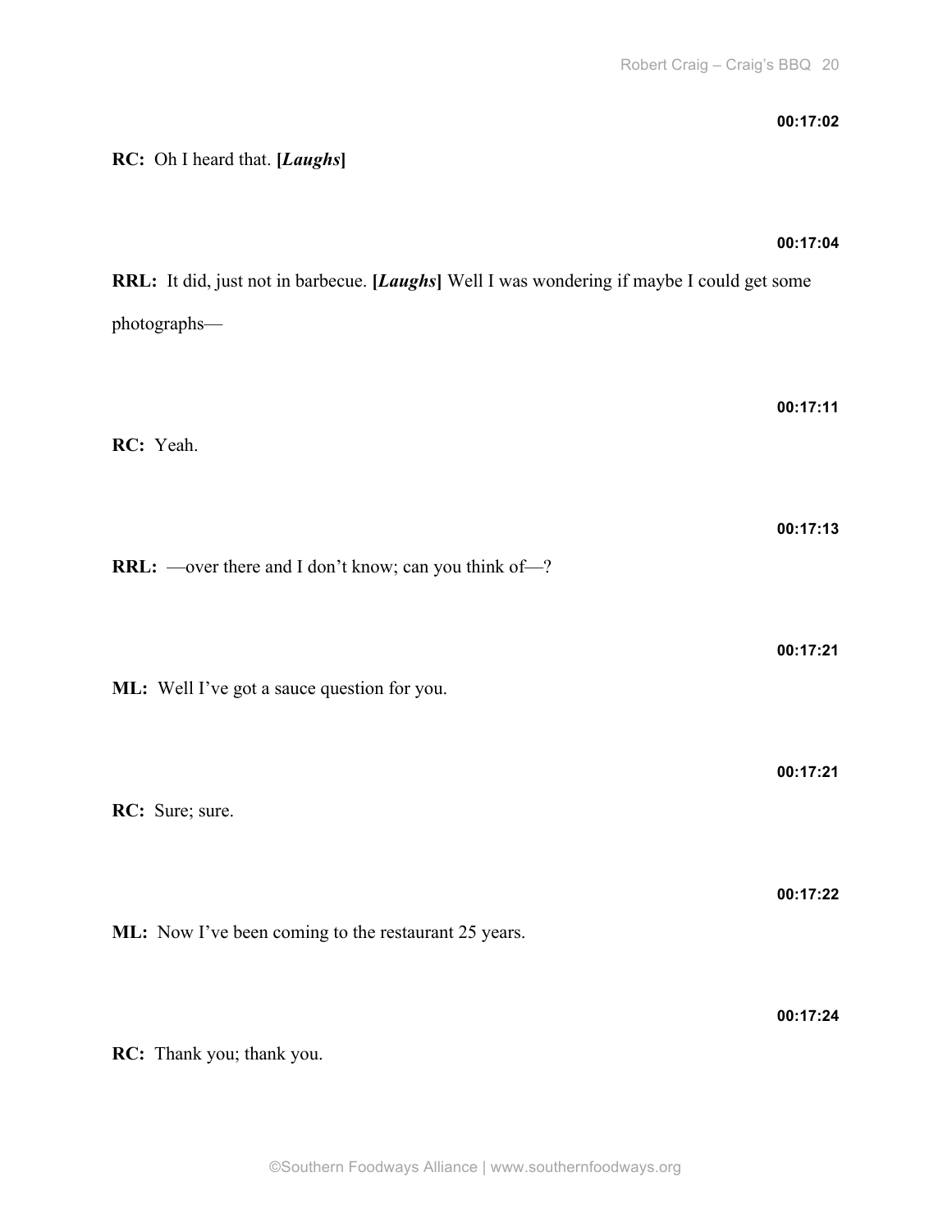**00:17:02**

**RC:** Oh I heard that. **[*Laughs*]**

**00:17:04**

**RRL:** It did, just not in barbecue. **[*Laughs*]** Well I was wondering if maybe I could get some photographs—

**00:17:11**

**RC:** Yeah.

**00:17:13**

**RRL:** —over there and I don't know; can you think of—?

**00:17:21**

**ML:** Well I've got a sauce question for you.

**00:17:21**

**RC:** Sure; sure.

**00:17:22**

**ML:** Now I've been coming to the restaurant 25 years.

**00:17:24**

**RC:** Thank you; thank you.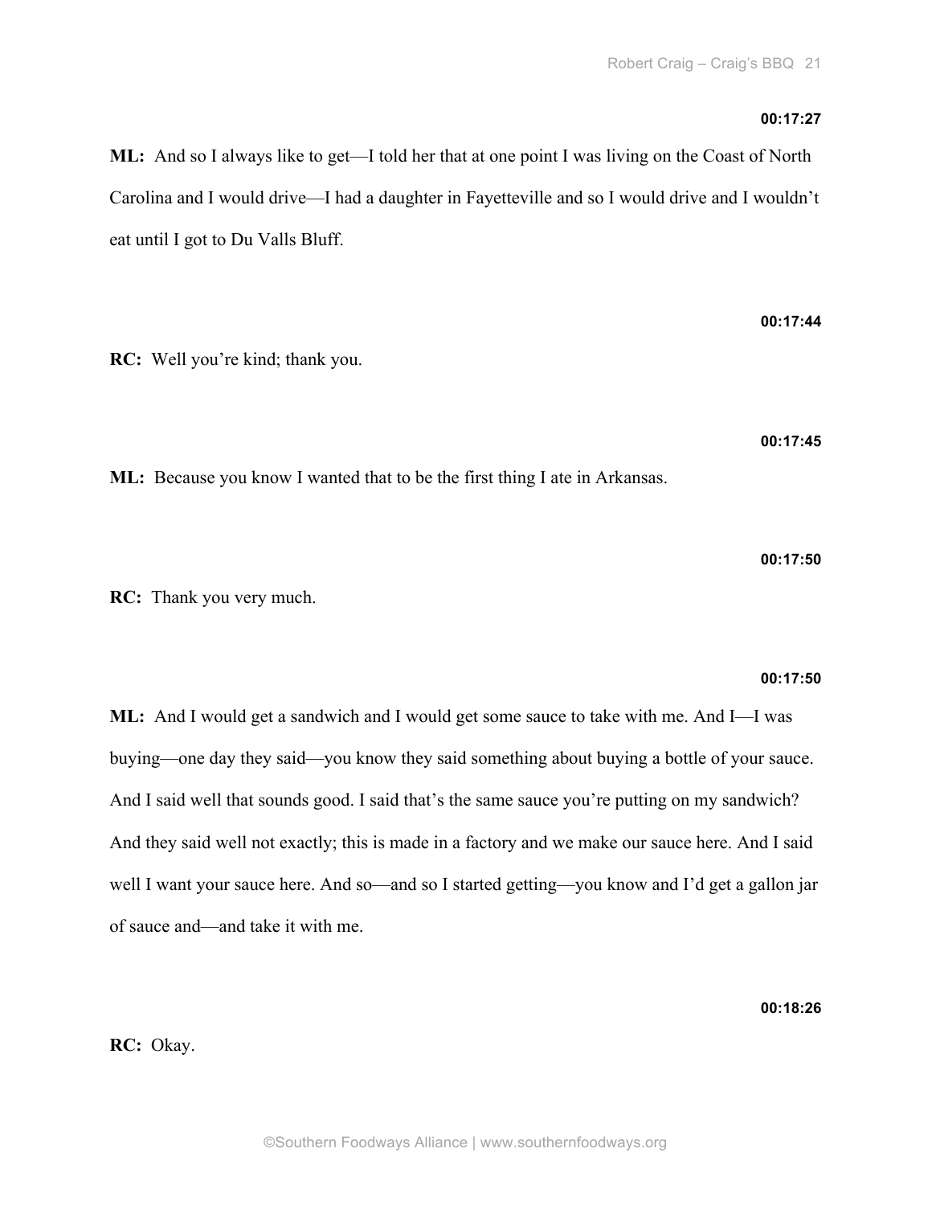**00:17:27**

**ML:** And so I always like to get—I told her that at one point I was living on the Coast of North Carolina and I would drive—I had a daughter in Fayetteville and so I would drive and I wouldn't eat until I got to Du Valls Bluff.

**00:17:44**

**RC:** Well you're kind; thank you.

**00:17:45**

**ML:** Because you know I wanted that to be the first thing I ate in Arkansas.

**00:17:50**

**RC:** Thank you very much.

**00:17:50**

**ML:** And I would get a sandwich and I would get some sauce to take with me. And I—I was buying—one day they said—you know they said something about buying a bottle of your sauce. And I said well that sounds good. I said that's the same sauce you're putting on my sandwich? And they said well not exactly; this is made in a factory and we make our sauce here. And I said well I want your sauce here. And so—and so I started getting—you know and I'd get a gallon jar of sauce and—and take it with me.

**00:18:26**

**RC:** Okay.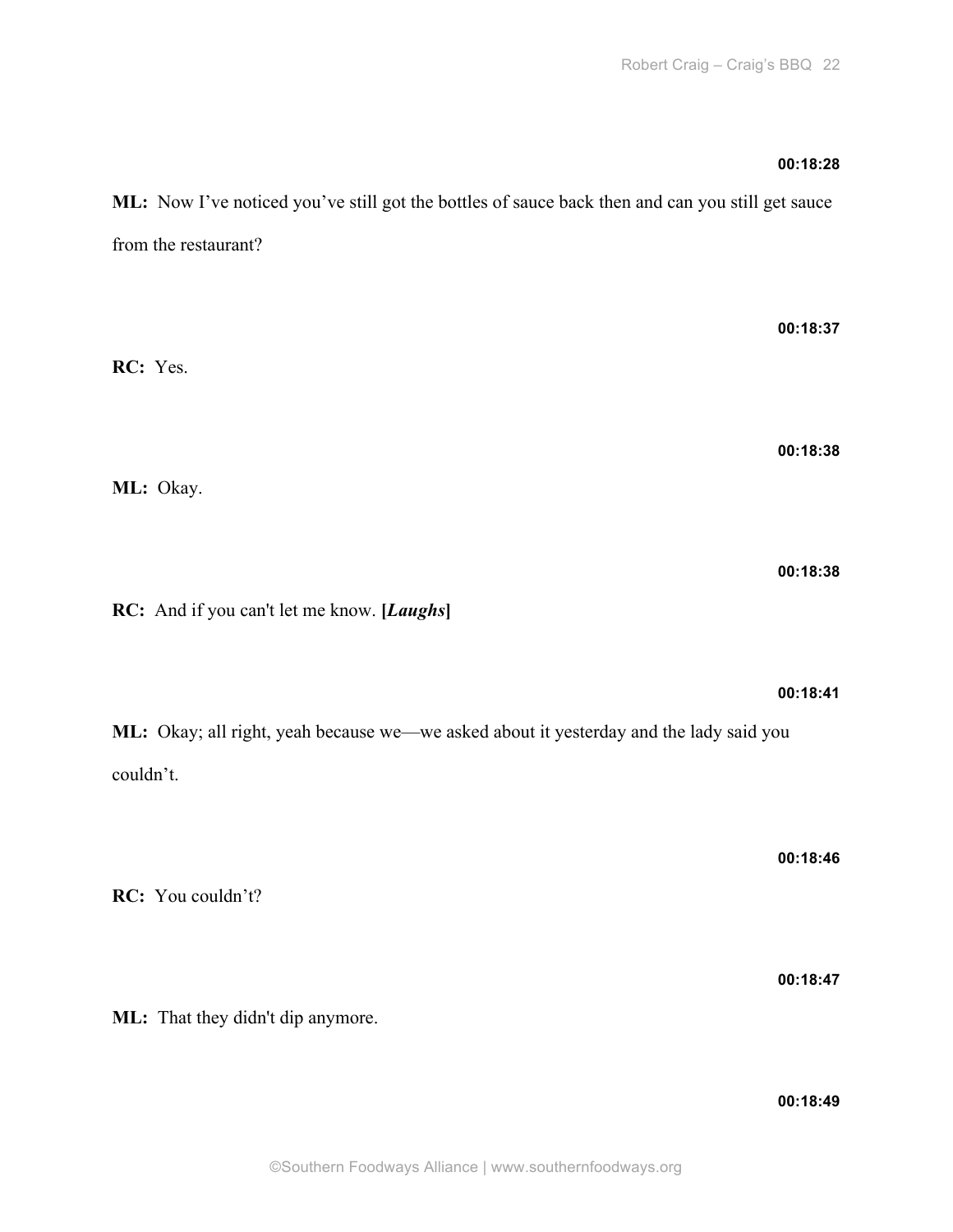**00:18:28**

**ML:** Now I've noticed you've still got the bottles of sauce back then and can you still get sauce from the restaurant?

**00:18:37**

**RC:** Yes.

**00:18:38**

**ML:** Okay.

**00:18:38**

**RC:** And if you can't let me know. **[*Laughs*]**

**00:18:41**

**ML:** Okay; all right, yeah because we—we asked about it yesterday and the lady said you couldn't.

**00:18:46**

**RC:** You couldn't?

**00:18:47**

**ML:** That they didn't dip anymore.

**00:18:49**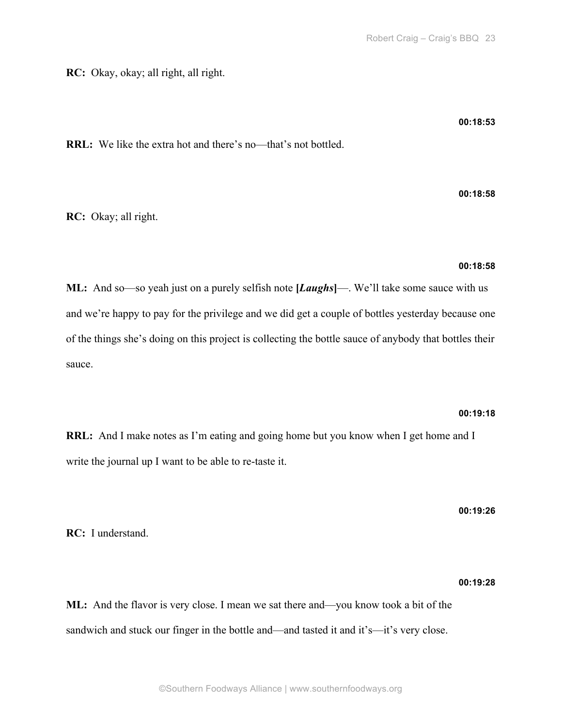**RC:** Okay, okay; all right, all right.

**00:18:53**

**RRL:** We like the extra hot and there's no—that's not bottled.

**00:18:58**

**RC:** Okay; all right.

**00:18:58**

**ML:** And so—so yeah just on a purely selfish note **[*Laughs*]**—. We'll take some sauce with us and we're happy to pay for the privilege and we did get a couple of bottles yesterday because one of the things she's doing on this project is collecting the bottle sauce of anybody that bottles their sauce.

**00:19:18**

**RRL:** And I make notes as I'm eating and going home but you know when I get home and I write the journal up I want to be able to re-taste it.

**00:19:26**

**RC:** I understand.

**00:19:28**

**ML:** And the flavor is very close. I mean we sat there and—you know took a bit of the sandwich and stuck our finger in the bottle and—and tasted it and it's—it's very close.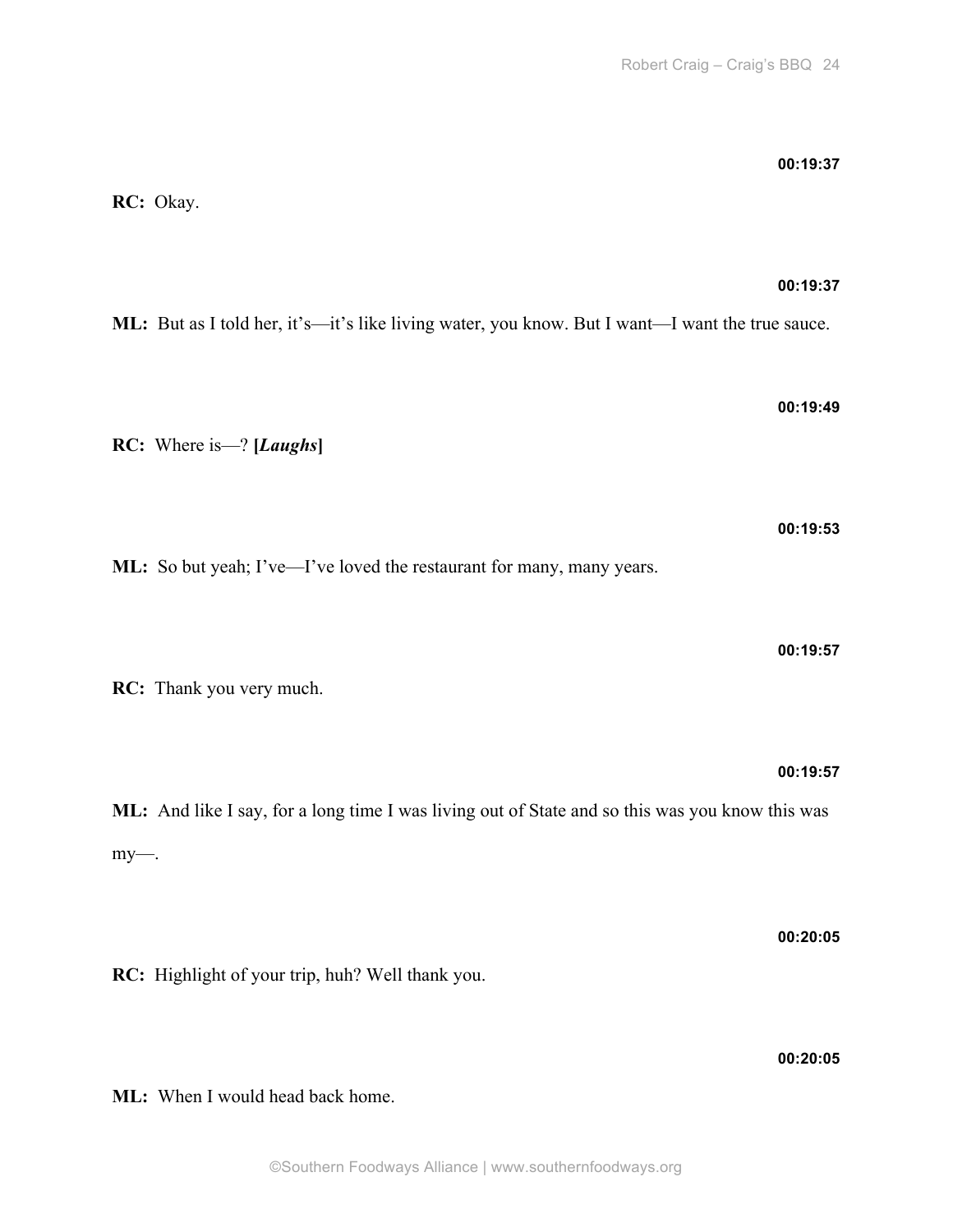**00:19:37**

**RC:** Okay.

**00:19:37**

**ML:** But as I told her, it's—it's like living water, you know. But I want—I want the true sauce.

**00:19:49**

**RC:** Where is—? **[*Laughs*]**

**00:19:53**

**ML:** So but yeah; I've—I've loved the restaurant for many, many years.

**00:19:57**

**RC:** Thank you very much.

**00:19:57**

**ML:** And like I say, for a long time I was living out of State and so this was you know this was my—.

**00:20:05**

**RC:** Highlight of your trip, huh? Well thank you.

**00:20:05**

**ML:** When I would head back home.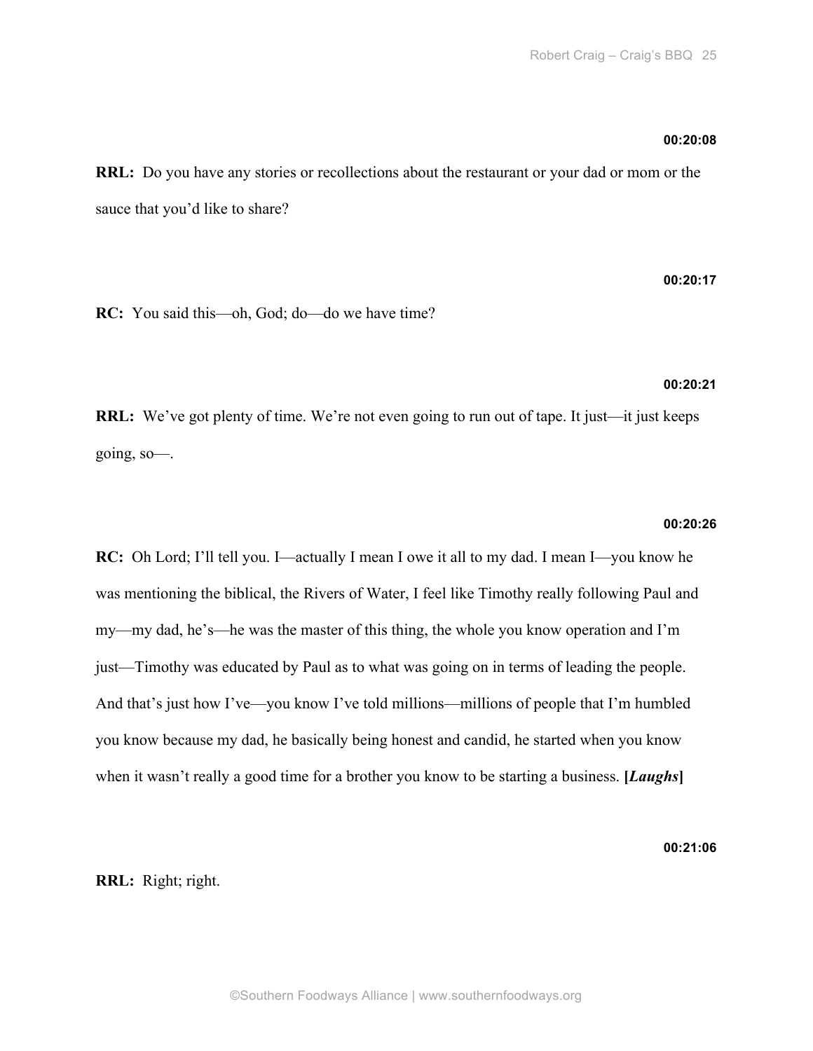**00:20:08**

**RRL:** Do you have any stories or recollections about the restaurant or your dad or mom or the sauce that you'd like to share?

**00:20:17**

**RC:** You said this—oh, God; do—do we have time?

**00:20:21**

**RRL:** We've got plenty of time. We're not even going to run out of tape. It just—it just keeps going, so—.

**00:20:26**

**RC:** Oh Lord; I'll tell you. I—actually I mean I owe it all to my dad. I mean I—you know he was mentioning the biblical, the Rivers of Water, I feel like Timothy really following Paul and my—my dad, he's—he was the master of this thing, the whole you know operation and I'm just—Timothy was educated by Paul as to what was going on in terms of leading the people. And that's just how I've—you know I've told millions—millions of people that I'm humbled you know because my dad, he basically being honest and candid, he started when you know when it wasn't really a good time for a brother you know to be starting a business. **[*Laughs*]**

**00:21:06**

**RRL:** Right; right.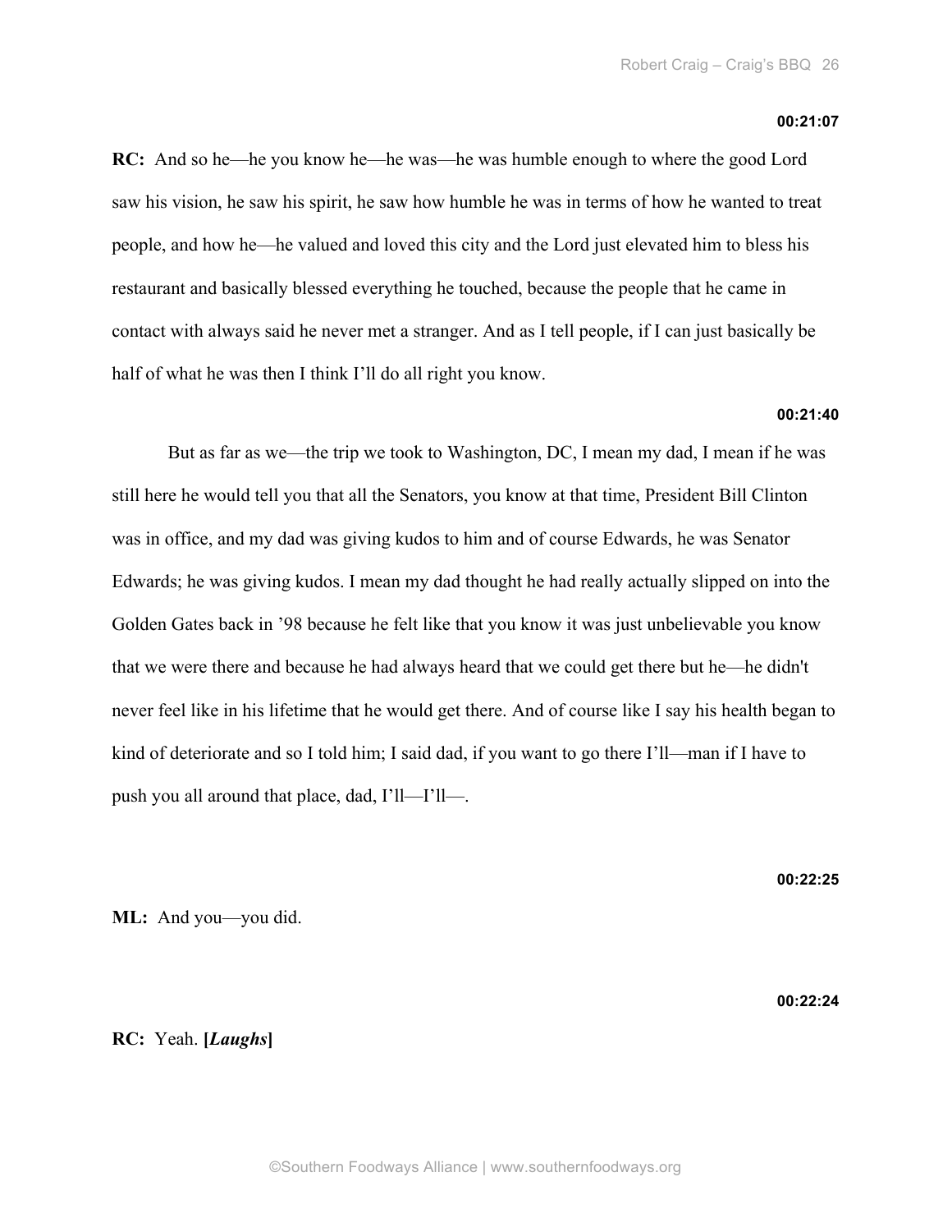**00:21:07**

**RC:** And so he—he you know he—he was—he was humble enough to where the good Lord saw his vision, he saw his spirit, he saw how humble he was in terms of how he wanted to treat people, and how he—he valued and loved this city and the Lord just elevated him to bless his restaurant and basically blessed everything he touched, because the people that he came in contact with always said he never met a stranger. And as I tell people, if I can just basically be half of what he was then I think I'll do all right you know.

**00:21:40**

But as far as we—the trip we took to Washington, DC, I mean my dad, I mean if he was still here he would tell you that all the Senators, you know at that time, President Bill Clinton was in office, and my dad was giving kudos to him and of course Edwards, he was Senator Edwards; he was giving kudos. I mean my dad thought he had really actually slipped on into the Golden Gates back in '98 because he felt like that you know it was just unbelievable you know that we were there and because he had always heard that we could get there but he—he didn't never feel like in his lifetime that he would get there. And of course like I say his health began to kind of deteriorate and so I told him; I said dad, if you want to go there I'll—man if I have to push you all around that place, dad, I'll—I'll—.

**00:22:25**

**ML:** And you—you did.

**00:22:24**

**RC:** Yeah. **[*Laughs*]**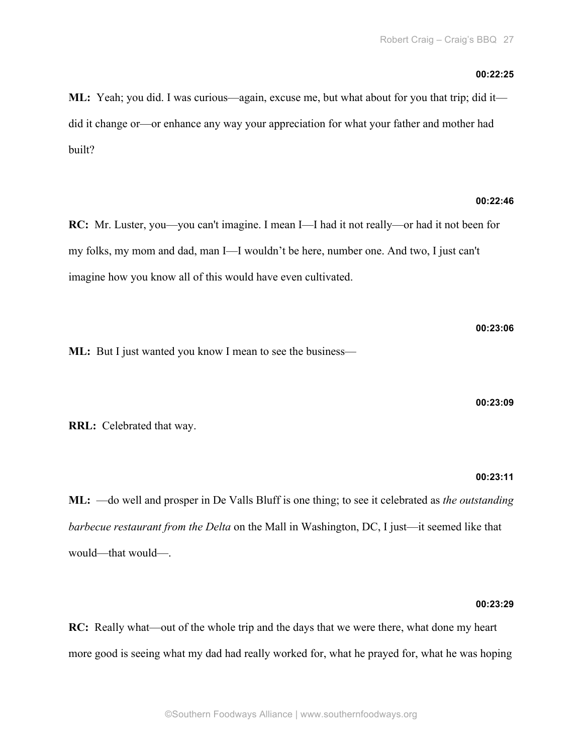**00:22:25**

**ML:** Yeah; you did. I was curious—again, excuse me, but what about for you that trip; did it—did it change or—or enhance any way your appreciation for what your father and mother had built?

**00:22:46**

**RC:** Mr. Luster, you—you can't imagine. I mean I—I had it not really—or had it not been for my folks, my mom and dad, man I—I wouldn't be here, number one. And two, I just can't imagine how you know all of this would have even cultivated.

**00:23:06**

**ML:** But I just wanted you know I mean to see the business—

**00:23:09**

**RRL:** Celebrated that way.

**00:23:11**

**ML:** —do well and prosper in De Valls Bluff is one thing; to see it celebrated as *the outstanding barbecue restaurant from the Delta* on the Mall in Washington, DC, I just—it seemed like that would—that would—.

**00:23:29**

**RC:** Really what—out of the whole trip and the days that we were there, what done my heart more good is seeing what my dad had really worked for, what he prayed for, what he was hoping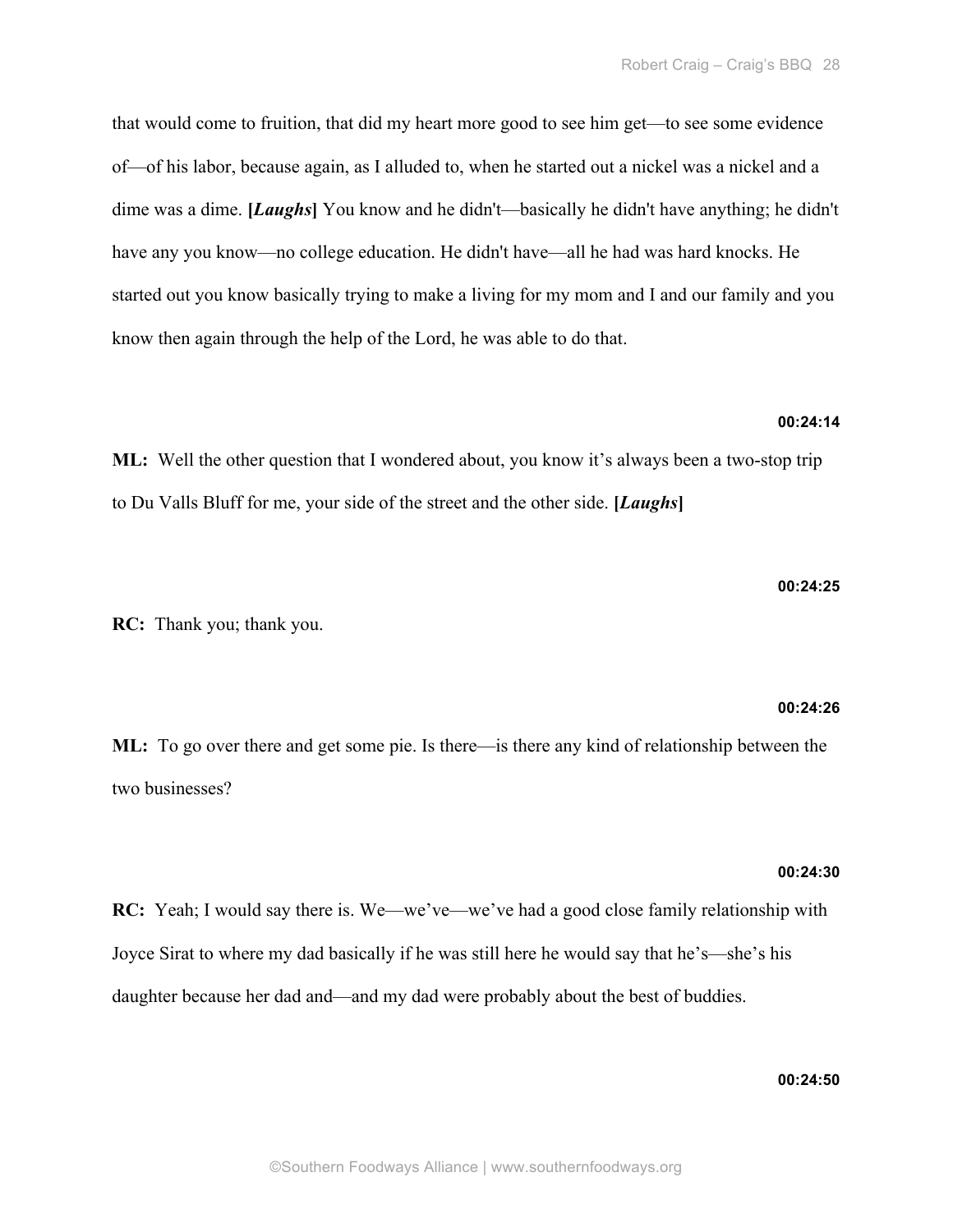that would come to fruition, that did my heart more good to see him get—to see some evidence of—of his labor, because again, as I alluded to, when he started out a nickel was a nickel and a dime was a dime. **[*Laughs*]** You know and he didn't—basically he didn't have anything; he didn't have any you know—no college education. He didn't have—all he had was hard knocks. He started out you know basically trying to make a living for my mom and I and our family and you know then again through the help of the Lord, he was able to do that.

**00:24:14**

**ML:** Well the other question that I wondered about, you know it's always been a two-stop trip to Du Valls Bluff for me, your side of the street and the other side. **[*Laughs*]**

**00:24:25**

**RC:** Thank you; thank you.

**00:24:26**

**ML:** To go over there and get some pie. Is there—is there any kind of relationship between the two businesses?

**00:24:30**

**RC:** Yeah; I would say there is. We—we've—we've had a good close family relationship with Joyce Sirat to where my dad basically if he was still here he would say that he's—she's his daughter because her dad and—and my dad were probably about the best of buddies.

**00:24:50**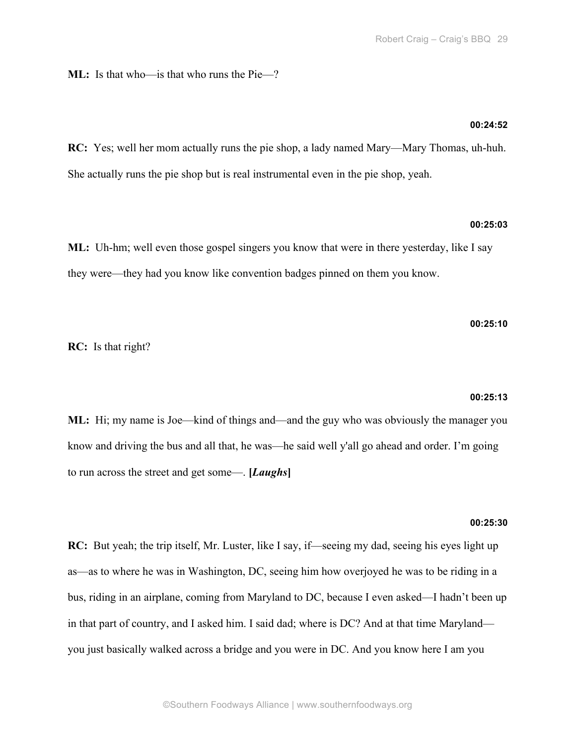**ML:** Is that who—is that who runs the Pie—?

**00:24:52**

**RC:** Yes; well her mom actually runs the pie shop, a lady named Mary—Mary Thomas, uh-huh. She actually runs the pie shop but is real instrumental even in the pie shop, yeah.

**00:25:03**

**ML:** Uh-hm; well even those gospel singers you know that were in there yesterday, like I say they were—they had you know like convention badges pinned on them you know.

**00:25:10**

**RC:** Is that right?

**00:25:13**

**ML:** Hi; my name is Joe—kind of things and—and the guy who was obviously the manager you know and driving the bus and all that, he was—he said well y'all go ahead and order. I'm going to run across the street and get some—. **[*Laughs*]**

**00:25:30**

**RC:** But yeah; the trip itself, Mr. Luster, like I say, if—seeing my dad, seeing his eyes light up as—as to where he was in Washington, DC, seeing him how overjoyed he was to be riding in a bus, riding in an airplane, coming from Maryland to DC, because I even asked—I hadn't been up in that part of country, and I asked him. I said dad; where is DC? And at that time Maryland—you just basically walked across a bridge and you were in DC. And you know here I am you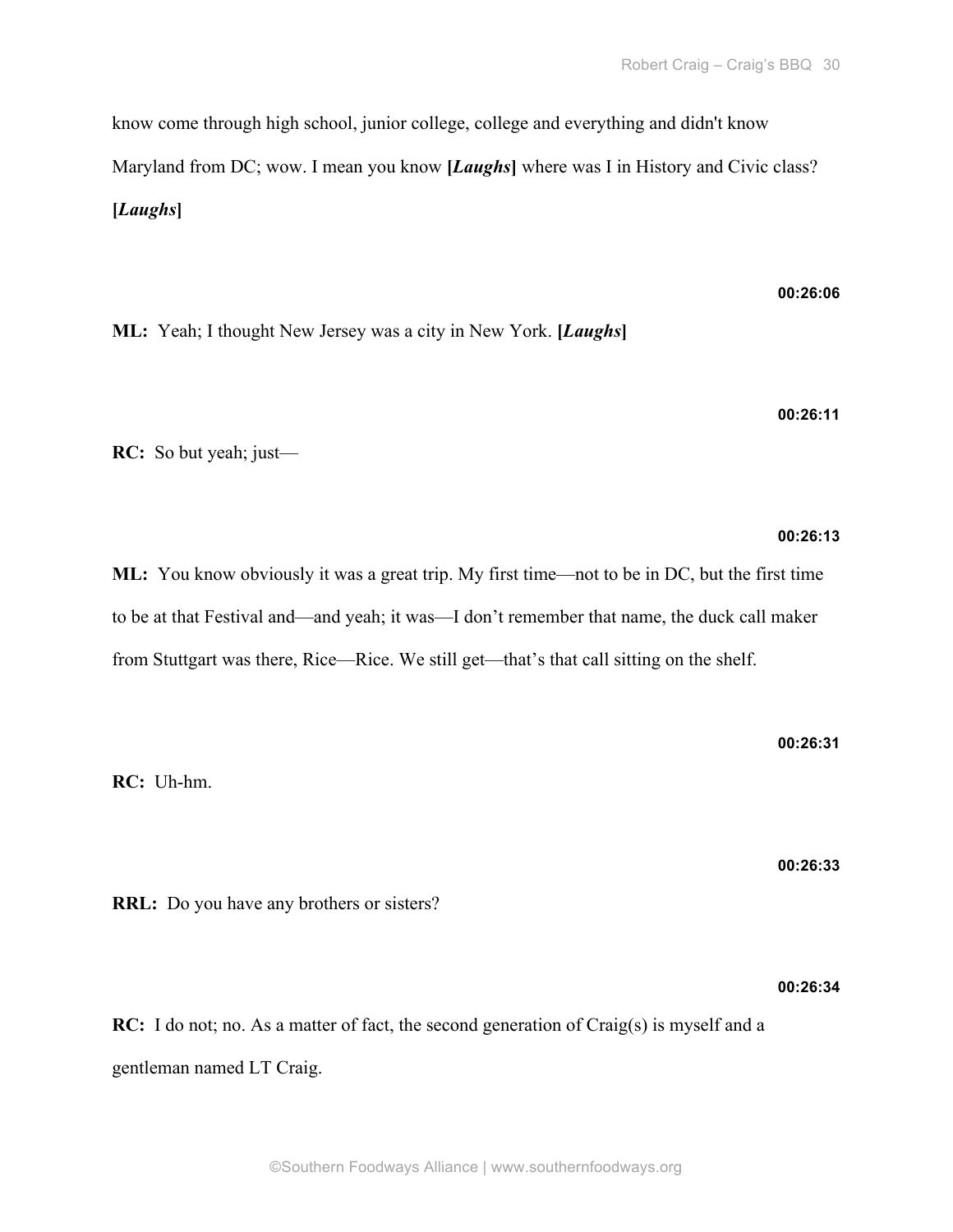know come through high school, junior college, college and everything and didn't know Maryland from DC; wow. I mean you know **[*Laughs*]** where was I in History and Civic class? **[*Laughs*]**

**00:26:06**

**ML:** Yeah; I thought New Jersey was a city in New York. **[*Laughs*]**

**00:26:11**

**RC:** So but yeah; just—

**00:26:13**

**ML:** You know obviously it was a great trip. My first time—not to be in DC, but the first time to be at that Festival and—and yeah; it was—I don't remember that name, the duck call maker from Stuttgart was there, Rice—Rice. We still get—that's that call sitting on the shelf.

**00:26:31**

**RC:** Uh-hm.

**00:26:33**

**RRL:** Do you have any brothers or sisters?

**00:26:34**

**RC:** I do not; no. As a matter of fact, the second generation of Craig(s) is myself and a gentleman named LT Craig.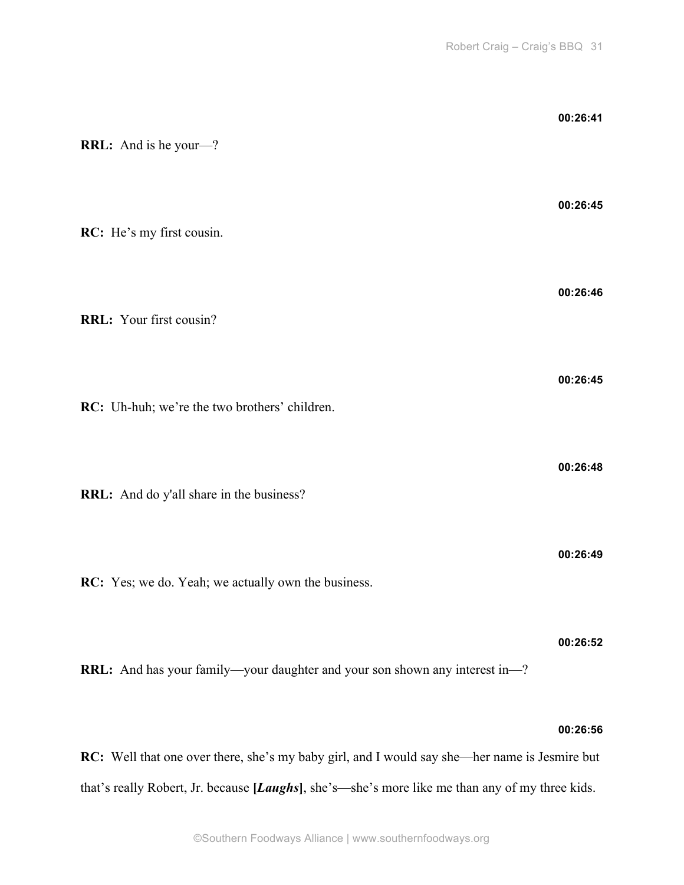**00:26:41**

**RRL:** And is he your—?

**00:26:45**

**RC:** He's my first cousin.

**00:26:46**

**RRL:** Your first cousin?

**00:26:45**

**RC:** Uh-huh; we're the two brothers' children.

**00:26:48**

**RRL:** And do y'all share in the business?

**00:26:49**

**RC:** Yes; we do. Yeah; we actually own the business.

**00:26:52**

**RRL:** And has your family—your daughter and your son shown any interest in—?

**00:26:56**

**RC:** Well that one over there, she's my baby girl, and I would say she—her name is Jesmire but that's really Robert, Jr. because **[*Laughs*]**, she's—she's more like me than any of my three kids.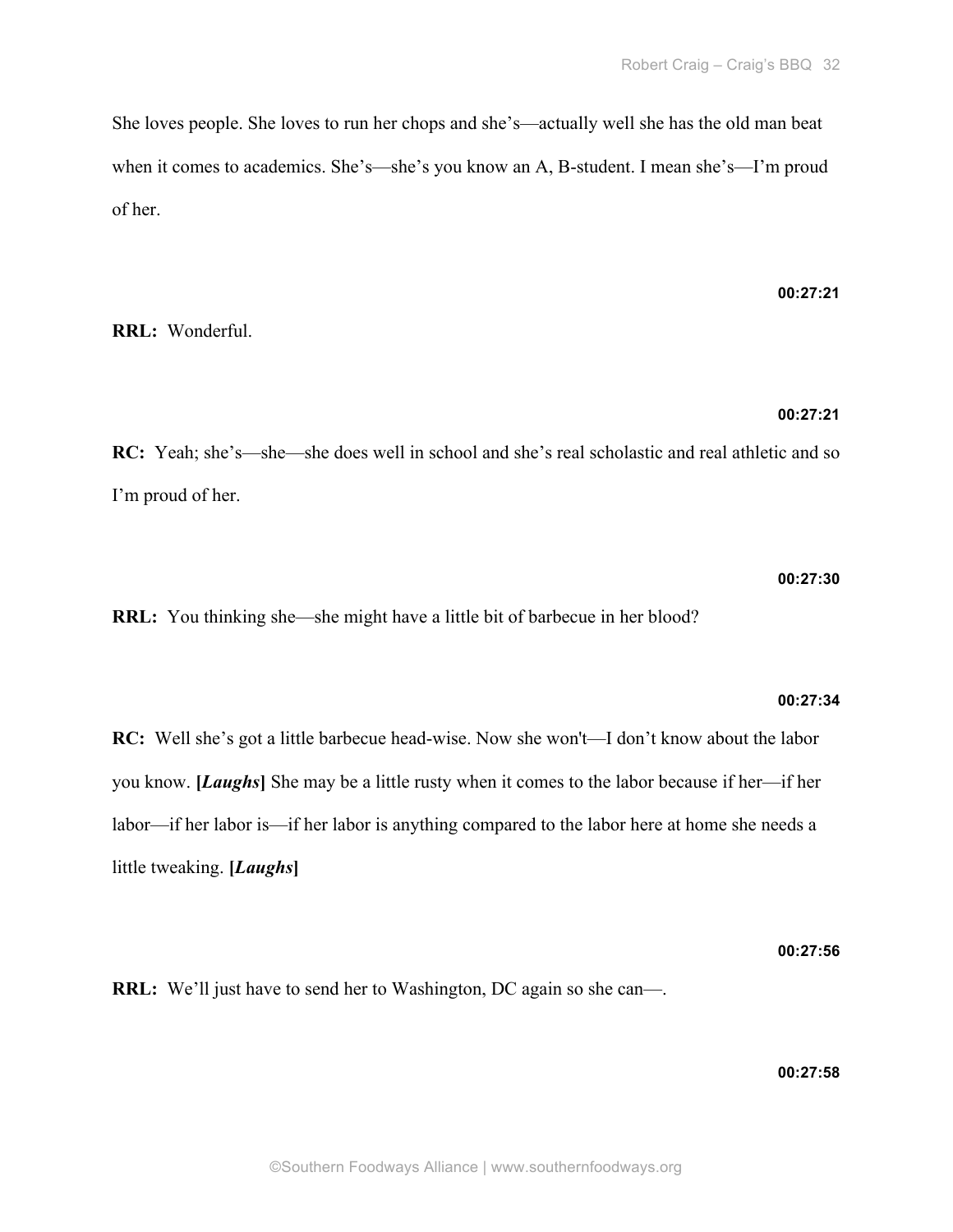She loves people. She loves to run her chops and she's—actually well she has the old man beat when it comes to academics. She's—she's you know an A, B-student. I mean she's—I'm proud of her.

**00:27:21**

**RRL:** Wonderful.

**00:27:21**

**RC:** Yeah; she's—she—she does well in school and she's real scholastic and real athletic and so I'm proud of her.

**00:27:30**

**RRL:** You thinking she—she might have a little bit of barbecue in her blood?

**00:27:34**

**RC:** Well she's got a little barbecue head-wise. Now she won't—I don't know about the labor you know. **[*Laughs*]** She may be a little rusty when it comes to the labor because if her—if her labor—if her labor is—if her labor is anything compared to the labor here at home she needs a little tweaking. **[*Laughs*]**

**00:27:56**

**RRL:** We'll just have to send her to Washington, DC again so she can—.

**00:27:58**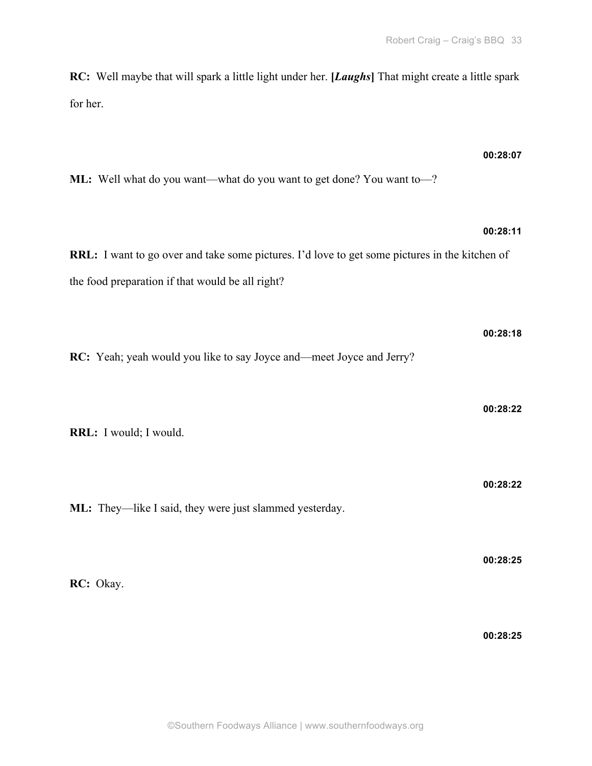**RC:** Well maybe that will spark a little light under her. **[*Laughs*]** That might create a little spark for her.

**00:28:07**

**ML:** Well what do you want—what do you want to get done? You want to—?

**00:28:11**

**RRL:** I want to go over and take some pictures. I'd love to get some pictures in the kitchen of the food preparation if that would be all right?

**00:28:18**

**RC:** Yeah; yeah would you like to say Joyce and—meet Joyce and Jerry?

**00:28:22**

**RRL:** I would; I would.

**00:28:22**

**ML:** They—like I said, they were just slammed yesterday.

**00:28:25**

**RC:** Okay.

**00:28:25**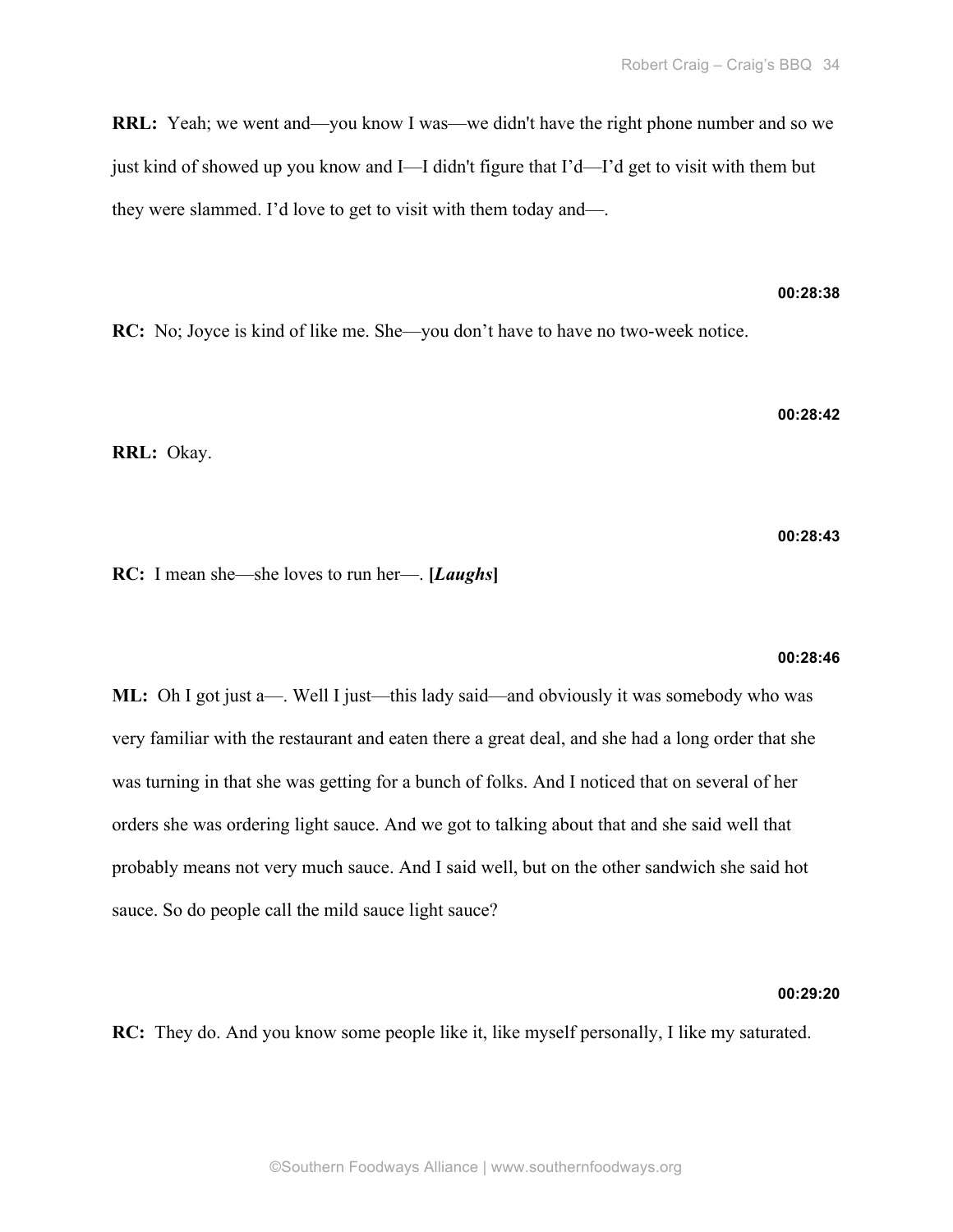**RRL:** Yeah; we went and—you know I was—we didn't have the right phone number and so we just kind of showed up you know and I—I didn't figure that I'd—I'd get to visit with them but they were slammed. I'd love to get to visit with them today and—.

**00:28:38**

**RC:** No; Joyce is kind of like me. She—you don't have to have no two-week notice.

**00:28:42**

**RRL:** Okay.

**00:28:43**

**RC:** I mean she—she loves to run her—. **[*Laughs*]**

**00:28:46**

**ML:** Oh I got just a—. Well I just—this lady said—and obviously it was somebody who was very familiar with the restaurant and eaten there a great deal, and she had a long order that she was turning in that she was getting for a bunch of folks. And I noticed that on several of her orders she was ordering light sauce. And we got to talking about that and she said well that probably means not very much sauce. And I said well, but on the other sandwich she said hot sauce. So do people call the mild sauce light sauce?

**00:29:20**

**RC:** They do. And you know some people like it, like myself personally, I like my saturated.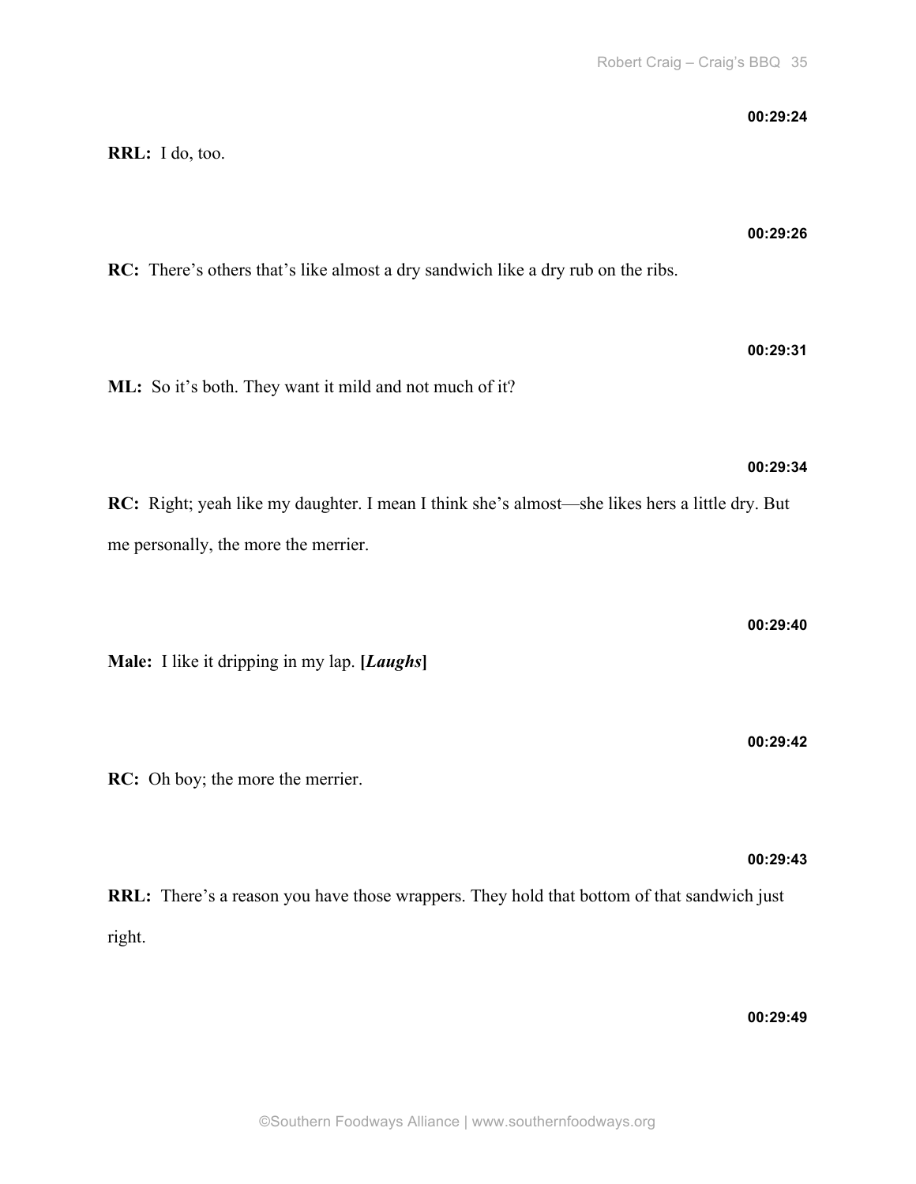**00:29:24**

**RRL:** I do, too.

**00:29:26**

**RC:** There's others that's like almost a dry sandwich like a dry rub on the ribs.

**00:29:31**

**ML:** So it's both. They want it mild and not much of it?

**00:29:34**

**RC:** Right; yeah like my daughter. I mean I think she's almost—she likes hers a little dry. But me personally, the more the merrier.

**00:29:40**

**Male:** I like it dripping in my lap. **[*Laughs*]**

**00:29:42**

**RC:** Oh boy; the more the merrier.

**00:29:43**

**RRL:** There's a reason you have those wrappers. They hold that bottom of that sandwich just right.

**00:29:49**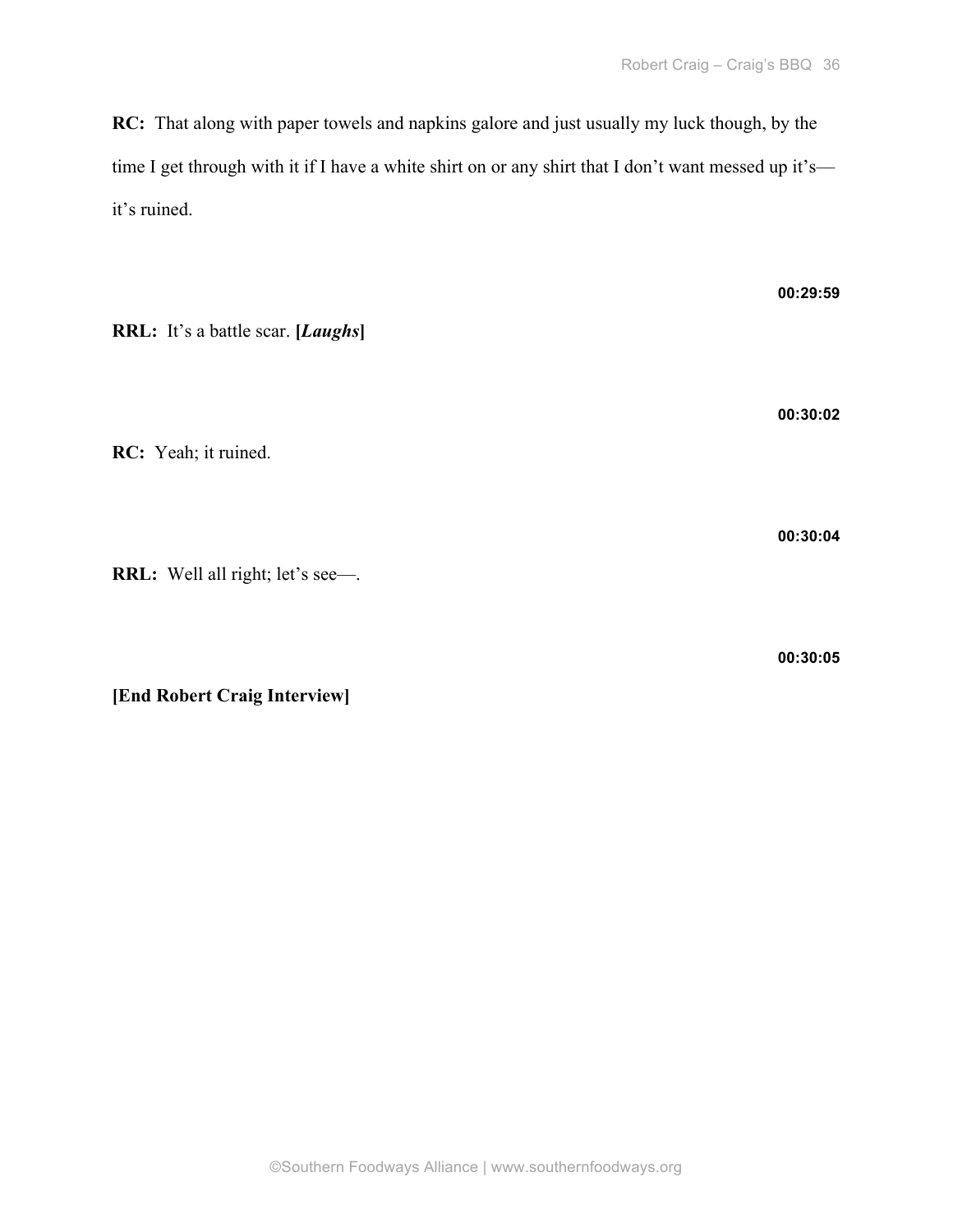**RC:** That along with paper towels and napkins galore and just usually my luck though, by the time I get through with it if I have a white shirt on or any shirt that I don't want messed up it's—it's ruined.

**00:29:59**

**RRL:** It's a battle scar. **[*Laughs*]**

**00:30:02**

**RC:** Yeah; it ruined.

**00:30:04**

**RRL:** Well all right; let's see—.

**00:30:05**

**[End Robert Craig Interview]**